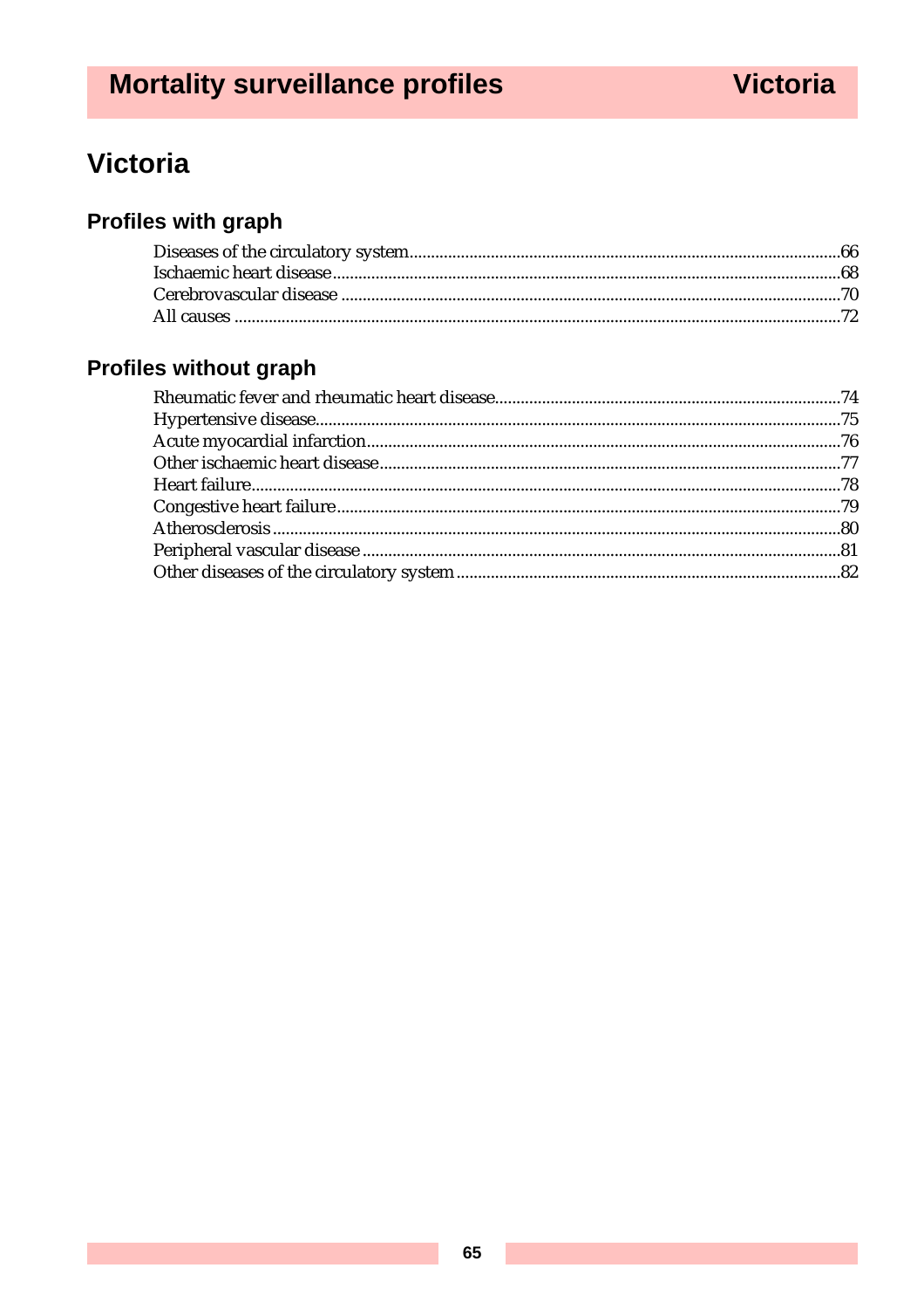# Victoria

## Profiles with graph

- Diseases of the circulatory system....66
- Ischaemic heart disease....68
- Cerebrovascular disease....70
- All causes....72

## Profiles without graph

- Rheumatic fever and rheumatic heart disease....74
- Hypertensive disease....75
- Acute myocardial infarction....76
- Other ischaemic heart disease....77
- Heart failure....78
- Congestive heart failure....79
- Atherosclerosis....80
- Peripheral vascular disease....81
- Other diseases of the circulatory system....82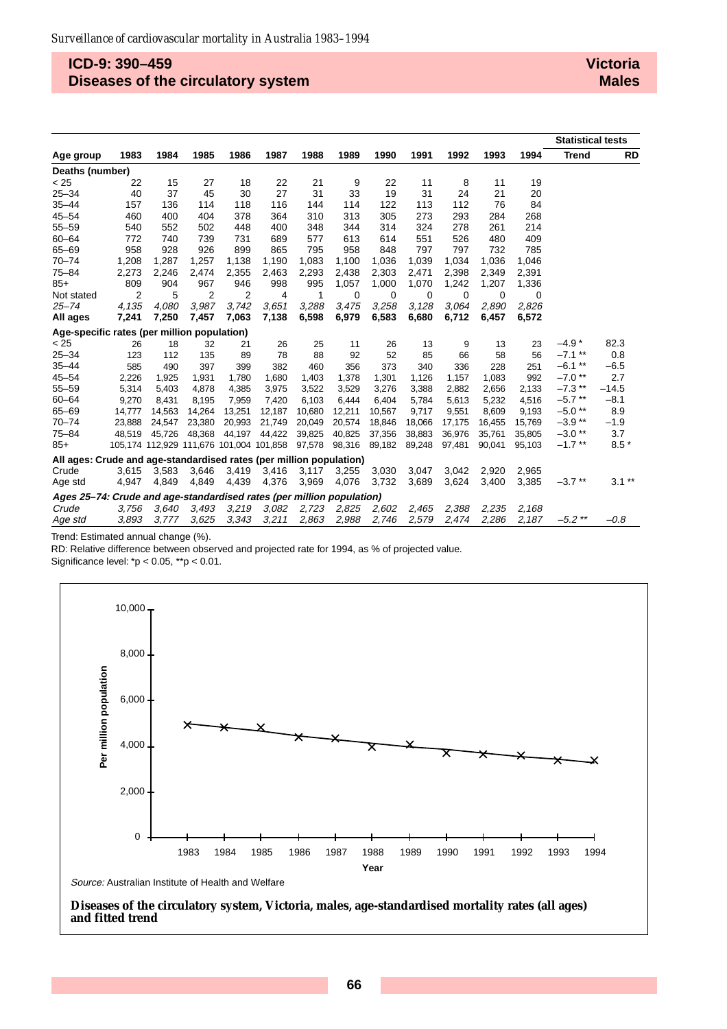## ICD-9: 390–459 Diseases of the circulatory system

**Victoria Males**

| Age group | 1983 | 1984 | 1985 | 1986 | 1987 | 1988 | 1989 | 1990 | 1991 | 1992 | 1993 | 1994 | Statistical tests: Trend | RD |
|---|---|---|---|---|---|---|---|---|---|---|---|---|---|---|
| **Deaths (number)** | | | | | | | | | | | | | | |
| < 25 | 22 | 15 | 27 | 18 | 22 | 21 | 9 | 22 | 11 | 8 | 11 | 19 | | |
| 25–34 | 40 | 37 | 45 | 30 | 27 | 31 | 33 | 19 | 31 | 24 | 21 | 20 | | |
| 35–44 | 157 | 136 | 114 | 118 | 116 | 144 | 114 | 122 | 113 | 112 | 76 | 84 | | |
| 45–54 | 460 | 400 | 404 | 378 | 364 | 310 | 313 | 305 | 273 | 293 | 284 | 268 | | |
| 55–59 | 540 | 552 | 502 | 448 | 400 | 348 | 344 | 314 | 324 | 278 | 261 | 214 | | |
| 60–64 | 772 | 740 | 739 | 731 | 689 | 577 | 613 | 614 | 551 | 526 | 480 | 409 | | |
| 65–69 | 958 | 928 | 926 | 899 | 865 | 795 | 958 | 848 | 797 | 797 | 732 | 785 | | |
| 70–74 | 1,208 | 1,287 | 1,257 | 1,138 | 1,190 | 1,083 | 1,100 | 1,036 | 1,039 | 1,034 | 1,036 | 1,046 | | |
| 75–84 | 2,273 | 2,246 | 2,474 | 2,355 | 2,463 | 2,293 | 2,438 | 2,303 | 2,471 | 2,398 | 2,349 | 2,391 | | |
| 85+ | 809 | 904 | 967 | 946 | 998 | 995 | 1,057 | 1,000 | 1,070 | 1,242 | 1,207 | 1,336 | | |
| Not stated | 2 | 5 | 2 | 2 | 4 | 1 | 0 | 0 | 0 | 0 | 0 | 0 | | |
| *25–74* | *4,135* | *4,080* | *3,987* | *3,742* | *3,651* | *3,288* | *3,475* | *3,258* | *3,128* | *3,064* | *2,890* | *2,826* | | |
| **All ages** | **7,241** | **7,250** | **7,457** | **7,063** | **7,138** | **6,598** | **6,979** | **6,583** | **6,680** | **6,712** | **6,457** | **6,572** | | |
| **Age-specific rates (per million population)** | | | | | | | | | | | | | | |
| < 25 | 26 | 18 | 32 | 21 | 26 | 25 | 11 | 26 | 13 | 9 | 13 | 23 | –4.9 * | 82.3 |
| 25–34 | 123 | 112 | 135 | 89 | 78 | 88 | 92 | 52 | 85 | 66 | 58 | 56 | –7.1 ** | 0.8 |
| 35–44 | 585 | 490 | 397 | 399 | 382 | 460 | 356 | 373 | 340 | 336 | 228 | 251 | –6.1 ** | –6.5 |
| 45–54 | 2,226 | 1,925 | 1,931 | 1,780 | 1,680 | 1,403 | 1,378 | 1,301 | 1,126 | 1,157 | 1,083 | 992 | –7.0 ** | 2.7 |
| 55–59 | 5,314 | 5,403 | 4,878 | 4,385 | 3,975 | 3,522 | 3,529 | 3,276 | 3,388 | 2,882 | 2,656 | 2,133 | –7.3 ** | –14.5 |
| 60–64 | 9,270 | 8,431 | 8,195 | 7,959 | 7,420 | 6,103 | 6,444 | 6,404 | 5,784 | 5,613 | 5,232 | 4,516 | –5.7 ** | –8.1 |
| 65–69 | 14,777 | 14,563 | 14,264 | 13,251 | 12,187 | 10,680 | 12,211 | 10,567 | 9,717 | 9,551 | 8,609 | 9,193 | –5.0 ** | 8.9 |
| 70–74 | 23,888 | 24,547 | 23,380 | 20,993 | 21,749 | 20,049 | 20,574 | 18,846 | 18,066 | 17,175 | 16,455 | 15,769 | –3.9 ** | –1.9 |
| 75–84 | 48,519 | 45,726 | 48,368 | 44,197 | 44,422 | 39,825 | 40,825 | 37,356 | 38,883 | 36,976 | 35,761 | 35,805 | –3.0 ** | 3.7 |
| 85+ | 105,174 | 112,929 | 111,676 | 101,004 | 101,858 | 97,578 | 98,316 | 89,182 | 89,248 | 97,481 | 90,041 | 95,103 | –1.7 ** | 8.5 * |
| **All ages: Crude and age-standardised rates (per million population)** | | | | | | | | | | | | | | |
| Crude | 3,615 | 3,583 | 3,646 | 3,419 | 3,416 | 3,117 | 3,255 | 3,030 | 3,047 | 3,042 | 2,920 | 2,965 | | |
| Age std | 4,947 | 4,849 | 4,849 | 4,439 | 4,376 | 3,969 | 4,076 | 3,732 | 3,689 | 3,624 | 3,400 | 3,385 | –3.7 ** | 3.1 ** |
| ***Ages 25–74: Crude and age-standardised rates (per million population)*** | | | | | | | | | | | | | | |
| *Crude* | *3,756* | *3,640* | *3,493* | *3,219* | *3,082* | *2,723* | *2,825* | *2,602* | *2,465* | *2,388* | *2,235* | *2,168* | | |
| *Age std* | *3,893* | *3,777* | *3,625* | *3,343* | *3,211* | *2,863* | *2,988* | *2,746* | *2,579* | *2,474* | *2,286* | *2,187* | *–5.2 *** | *–0.8* |

Trend: Estimated annual change (%).

RD: Relative difference between observed and projected rate for 1994, as % of projected value.

Significance level: *p < 0.05, **p < 0.01.

*Source:* Australian Institute of Health and Welfare

**Diseases of the circulatory system, Victoria, males, age-standardised mortality rates (all ages) and fitted trend**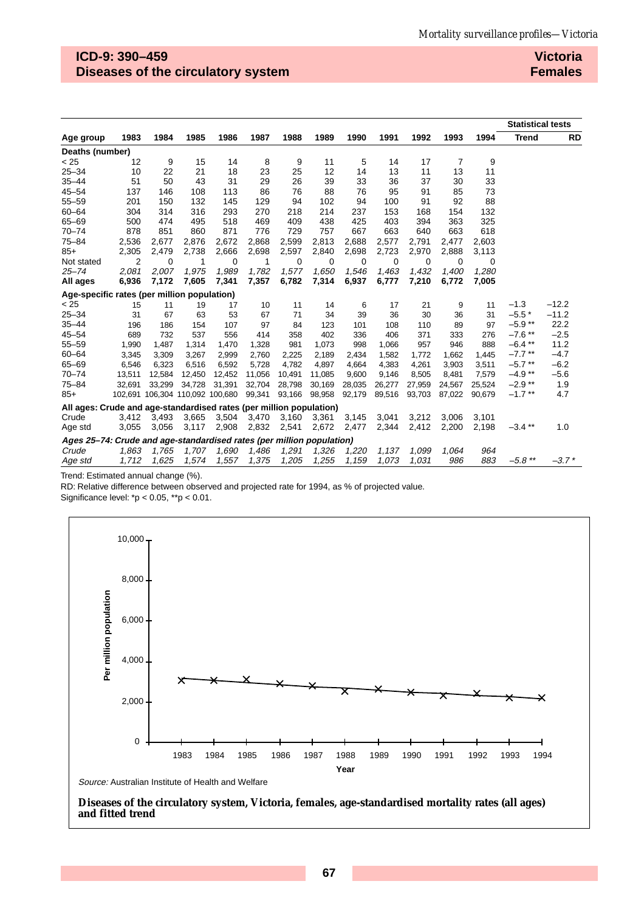## ICD-9: 390–459 Diseases of the circulatory system

## Victoria Females

| Age group | 1983 | 1984 | 1985 | 1986 | 1987 | 1988 | 1989 | 1990 | 1991 | 1992 | 1993 | 1994 | Statistical tests: Trend | RD |
|---|---|---|---|---|---|---|---|---|---|---|---|---|---|---|
| **Deaths (number)** | | | | | | | | | | | | | | |
| < 25 | 12 | 9 | 15 | 14 | 8 | 9 | 11 | 5 | 14 | 17 | 7 | 9 | | |
| 25–34 | 10 | 22 | 21 | 18 | 23 | 25 | 12 | 14 | 13 | 11 | 13 | 11 | | |
| 35–44 | 51 | 50 | 43 | 31 | 29 | 26 | 39 | 33 | 36 | 37 | 30 | 33 | | |
| 45–54 | 137 | 146 | 108 | 113 | 86 | 76 | 88 | 76 | 95 | 91 | 85 | 73 | | |
| 55–59 | 201 | 150 | 132 | 145 | 129 | 94 | 102 | 94 | 100 | 91 | 92 | 88 | | |
| 60–64 | 304 | 314 | 316 | 293 | 270 | 218 | 214 | 237 | 153 | 168 | 154 | 132 | | |
| 65–69 | 500 | 474 | 495 | 518 | 469 | 409 | 438 | 425 | 403 | 394 | 363 | 325 | | |
| 70–74 | 878 | 851 | 860 | 871 | 776 | 729 | 757 | 667 | 663 | 640 | 663 | 618 | | |
| 75–84 | 2,536 | 2,677 | 2,876 | 2,672 | 2,868 | 2,599 | 2,813 | 2,688 | 2,577 | 2,791 | 2,477 | 2,603 | | |
| 85+ | 2,305 | 2,479 | 2,738 | 2,666 | 2,698 | 2,597 | 2,840 | 2,698 | 2,723 | 2,970 | 2,888 | 3,113 | | |
| Not stated | 2 | 0 | 1 | 0 | 1 | 0 | 0 | 0 | 0 | 0 | 0 | 0 | | |
| *25–74* | *2,081* | *2,007* | *1,975* | *1,989* | *1,782* | *1,577* | *1,650* | *1,546* | *1,463* | *1,432* | *1,400* | *1,280* | | |
| **All ages** | **6,936** | **7,172** | **7,605** | **7,341** | **7,357** | **6,782** | **7,314** | **6,937** | **6,777** | **7,210** | **6,772** | **7,005** | | |
| **Age-specific rates (per million population)** | | | | | | | | | | | | | | |
| < 25 | 15 | 11 | 19 | 17 | 10 | 11 | 14 | 6 | 17 | 21 | 9 | 11 | –1.3 | –12.2 |
| 25–34 | 31 | 67 | 63 | 53 | 67 | 71 | 34 | 39 | 36 | 30 | 36 | 31 | –5.5 * | –11.2 |
| 35–44 | 196 | 186 | 154 | 107 | 97 | 84 | 123 | 101 | 108 | 110 | 89 | 97 | –5.9 ** | 22.2 |
| 45–54 | 689 | 732 | 537 | 556 | 414 | 358 | 402 | 336 | 406 | 371 | 333 | 276 | –7.6 ** | –2.5 |
| 55–59 | 1,990 | 1,487 | 1,314 | 1,470 | 1,328 | 981 | 1,073 | 998 | 1,066 | 957 | 946 | 888 | –6.4 ** | 11.2 |
| 60–64 | 3,345 | 3,309 | 3,267 | 2,999 | 2,760 | 2,225 | 2,189 | 2,434 | 1,582 | 1,772 | 1,662 | 1,445 | –7.7 ** | –4.7 |
| 65–69 | 6,546 | 6,323 | 6,516 | 6,592 | 5,728 | 4,782 | 4,897 | 4,664 | 4,383 | 4,261 | 3,903 | 3,511 | –5.7 ** | –6.2 |
| 70–74 | 13,511 | 12,584 | 12,450 | 12,452 | 11,056 | 10,491 | 11,085 | 9,600 | 9,146 | 8,505 | 8,481 | 7,579 | –4.9 ** | –5.6 |
| 75–84 | 32,691 | 33,299 | 34,728 | 31,391 | 32,704 | 28,798 | 30,169 | 28,035 | 26,277 | 27,959 | 24,567 | 25,524 | –2.9 ** | 1.9 |
| 85+ | 102,691 | 106,304 | 110,092 | 100,680 | 99,341 | 93,166 | 98,958 | 92,179 | 89,516 | 93,703 | 87,022 | 90,679 | –1.7 ** | 4.7 |
| **All ages: Crude and age-standardised rates (per million population)** | | | | | | | | | | | | | | |
| Crude | 3,412 | 3,493 | 3,665 | 3,504 | 3,470 | 3,160 | 3,361 | 3,145 | 3,041 | 3,212 | 3,006 | 3,101 | | |
| Age std | 3,055 | 3,056 | 3,117 | 2,908 | 2,832 | 2,541 | 2,672 | 2,477 | 2,344 | 2,412 | 2,200 | 2,198 | –3.4 ** | 1.0 |
| ***Ages 25–74: Crude and age-standardised rates (per million population)*** | | | | | | | | | | | | | | |
| *Crude* | *1,863* | *1,765* | *1,707* | *1,690* | *1,486* | *1,291* | *1,326* | *1,220* | *1,137* | *1,099* | *1,064* | *964* | | |
| *Age std* | *1,712* | *1,625* | *1,574* | *1,557* | *1,375* | *1,205* | *1,255* | *1,159* | *1,073* | *1,031* | *986* | *883* | *–5.8 *** | *–3.7 ** |

Trend: Estimated annual change (%).

RD: Relative difference between observed and projected rate for 1994, as % of projected value.

Significance level: *p < 0.05, **p < 0.01.

*Source:* Australian Institute of Health and Welfare

**Diseases of the circulatory system, Victoria, females, age-standardised mortality rates (all ages) and fitted trend**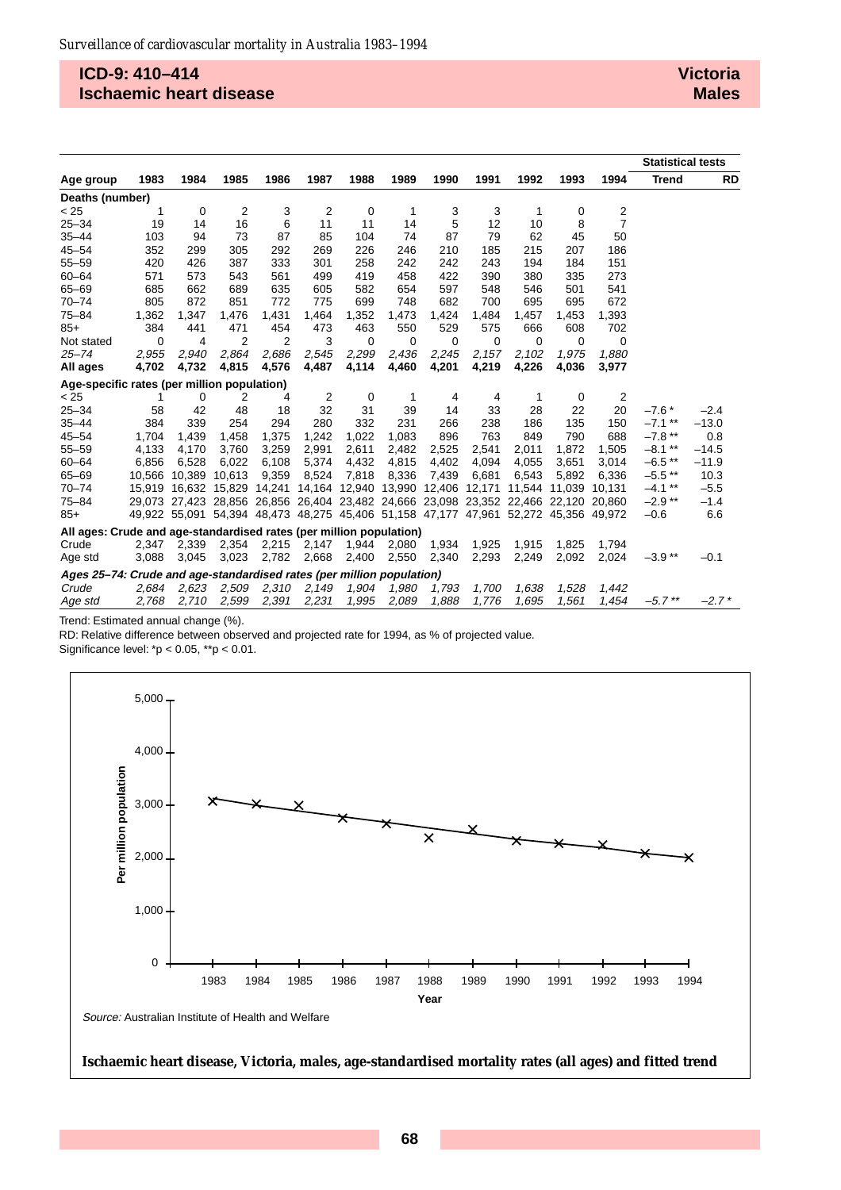## ICD-9: 410–414 Ischaemic heart disease

## Victoria Males

| Age group | 1983 | 1984 | 1985 | 1986 | 1987 | 1988 | 1989 | 1990 | 1991 | 1992 | 1993 | 1994 | Statistical tests: Trend | Statistical tests: RD |
|---|---|---|---|---|---|---|---|---|---|---|---|---|---|---|
| **Deaths (number)** | | | | | | | | | | | | | | |
| < 25 | 1 | 0 | 2 | 3 | 2 | 0 | 1 | 3 | 3 | 1 | 0 | 2 | | |
| 25–34 | 19 | 14 | 16 | 6 | 11 | 11 | 14 | 5 | 12 | 10 | 8 | 7 | | |
| 35–44 | 103 | 94 | 73 | 87 | 85 | 104 | 74 | 87 | 79 | 62 | 45 | 50 | | |
| 45–54 | 352 | 299 | 305 | 292 | 269 | 226 | 246 | 210 | 185 | 215 | 207 | 186 | | |
| 55–59 | 420 | 426 | 387 | 333 | 301 | 258 | 242 | 242 | 243 | 194 | 184 | 151 | | |
| 60–64 | 571 | 573 | 543 | 561 | 499 | 419 | 458 | 422 | 390 | 380 | 335 | 273 | | |
| 65–69 | 685 | 662 | 689 | 635 | 605 | 582 | 654 | 597 | 548 | 546 | 501 | 541 | | |
| 70–74 | 805 | 872 | 851 | 772 | 775 | 699 | 748 | 682 | 700 | 695 | 695 | 672 | | |
| 75–84 | 1,362 | 1,347 | 1,476 | 1,431 | 1,464 | 1,352 | 1,473 | 1,424 | 1,484 | 1,457 | 1,453 | 1,393 | | |
| 85+ | 384 | 441 | 471 | 454 | 473 | 463 | 550 | 529 | 575 | 666 | 608 | 702 | | |
| Not stated | 0 | 4 | 2 | 2 | 3 | 0 | 0 | 0 | 0 | 0 | 0 | 0 | | |
| *25–74* | *2,955* | *2,940* | *2,864* | *2,686* | *2,545* | *2,299* | *2,436* | *2,245* | *2,157* | *2,102* | *1,975* | *1,880* | | |
| **All ages** | **4,702** | **4,732** | **4,815** | **4,576** | **4,487** | **4,114** | **4,460** | **4,201** | **4,219** | **4,226** | **4,036** | **3,977** | | |
| **Age-specific rates (per million population)** | | | | | | | | | | | | | | |
| < 25 | 1 | 0 | 2 | 4 | 2 | 0 | 1 | 4 | 4 | 1 | 0 | 2 | | |
| 25–34 | 58 | 42 | 48 | 18 | 32 | 31 | 39 | 14 | 33 | 28 | 22 | 20 | –7.6 * | –2.4 |
| 35–44 | 384 | 339 | 254 | 294 | 280 | 332 | 231 | 266 | 238 | 186 | 135 | 150 | –7.1 ** | –13.0 |
| 45–54 | 1,704 | 1,439 | 1,458 | 1,375 | 1,242 | 1,022 | 1,083 | 896 | 763 | 849 | 790 | 688 | –7.8 ** | 0.8 |
| 55–59 | 4,133 | 4,170 | 3,760 | 3,259 | 2,991 | 2,611 | 2,482 | 2,525 | 2,541 | 2,011 | 1,872 | 1,505 | –8.1 ** | –14.5 |
| 60–64 | 6,856 | 6,528 | 6,022 | 6,108 | 5,374 | 4,432 | 4,815 | 4,402 | 4,094 | 4,055 | 3,651 | 3,014 | –6.5 ** | –11.9 |
| 65–69 | 10,566 | 10,389 | 10,613 | 9,359 | 8,524 | 7,818 | 8,336 | 7,439 | 6,681 | 6,543 | 5,892 | 6,336 | –5.5 ** | 10.3 |
| 70–74 | 15,919 | 16,632 | 15,829 | 14,241 | 14,164 | 12,940 | 13,990 | 12,406 | 12,171 | 11,544 | 11,039 | 10,131 | –4.1 ** | –5.5 |
| 75–84 | 29,073 | 27,423 | 28,856 | 26,856 | 26,404 | 23,482 | 24,666 | 23,098 | 23,352 | 22,466 | 22,120 | 20,860 | –2.9 ** | –1.4 |
| 85+ | 49,922 | 55,091 | 54,394 | 48,473 | 48,275 | 45,406 | 51,158 | 47,177 | 47,961 | 52,272 | 45,356 | 49,972 | –0.6 | 6.6 |
| **All ages: Crude and age-standardised rates (per million population)** | | | | | | | | | | | | | | |
| Crude | 2,347 | 2,339 | 2,354 | 2,215 | 2,147 | 1,944 | 2,080 | 1,934 | 1,925 | 1,915 | 1,825 | 1,794 | | |
| Age std | 3,088 | 3,045 | 3,023 | 2,782 | 2,668 | 2,400 | 2,550 | 2,340 | 2,293 | 2,249 | 2,092 | 2,024 | –3.9 ** | –0.1 |
| ***Ages 25–74: Crude and age-standardised rates (per million population)*** | | | | | | | | | | | | | | |
| *Crude* | *2,684* | *2,623* | *2,509* | *2,310* | *2,149* | *1,904* | *1,980* | *1,793* | *1,700* | *1,638* | *1,528* | *1,442* | | |
| *Age std* | *2,768* | *2,710* | *2,599* | *2,391* | *2,231* | *1,995* | *2,089* | *1,888* | *1,776* | *1,695* | *1,561* | *1,454* | *–5.7 ** * | *–2.7 ** |

Trend: Estimated annual change (%).

RD: Relative difference between observed and projected rate for 1994, as % of projected value.

Significance level: *p < 0.05, **p < 0.01.

*Source:* Australian Institute of Health and Welfare

**Ischaemic heart disease, Victoria, males, age-standardised mortality rates (all ages) and fitted trend**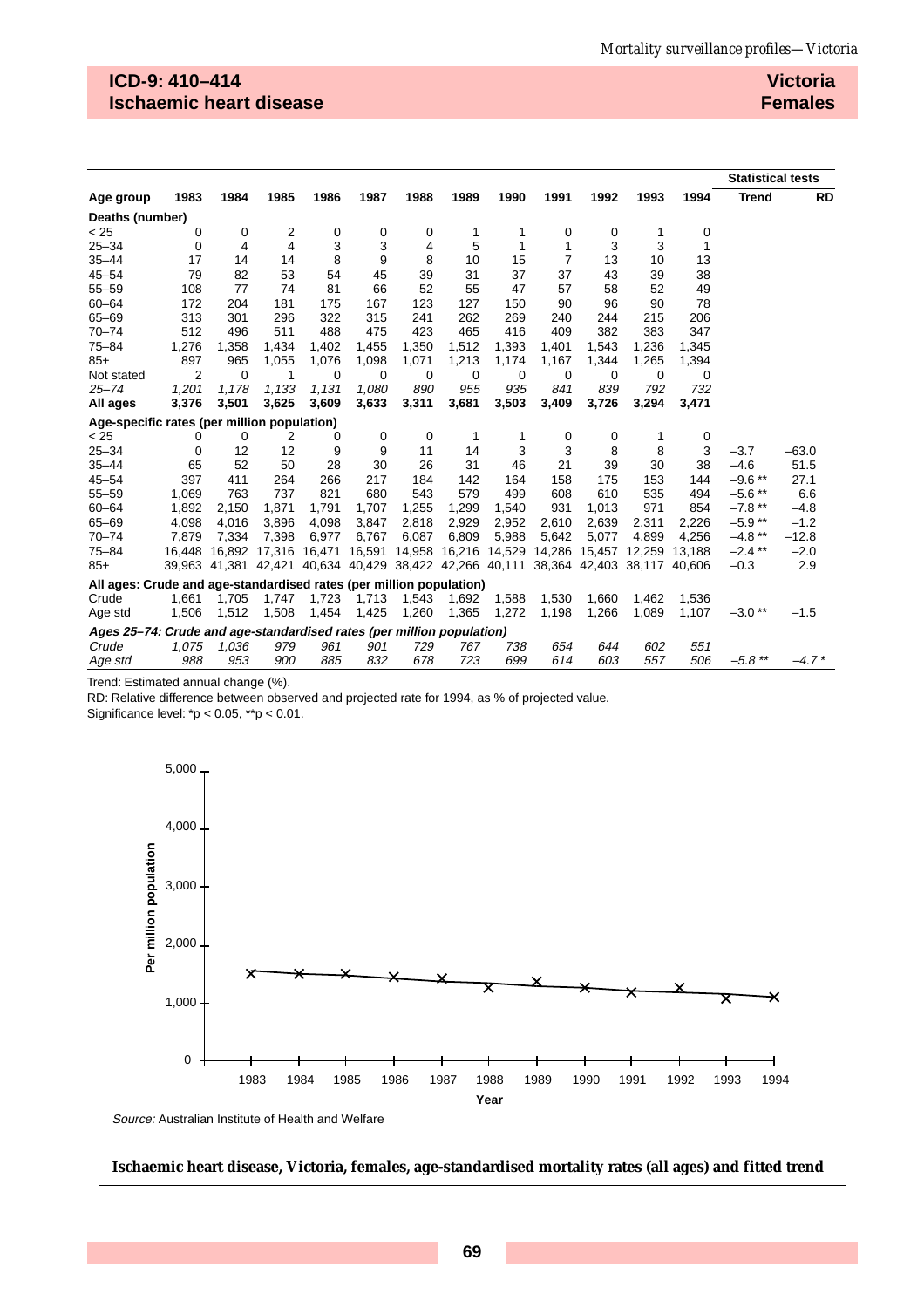## ICD-9: 410–414
## Ischaemic heart disease

**Victoria**
**Females**

| Age group | 1983 | 1984 | 1985 | 1986 | 1987 | 1988 | 1989 | 1990 | 1991 | 1992 | 1993 | 1994 | Trend | RD |
|---|---|---|---|---|---|---|---|---|---|---|---|---|---|---|
| **Deaths (number)** | | | | | | | | | | | | | | |
| < 25 | 0 | 0 | 2 | 0 | 0 | 0 | 1 | 1 | 0 | 0 | 1 | 0 | | |
| 25–34 | 0 | 4 | 4 | 3 | 3 | 4 | 5 | 1 | 1 | 3 | 3 | 1 | | |
| 35–44 | 17 | 14 | 14 | 8 | 9 | 8 | 10 | 15 | 7 | 13 | 10 | 13 | | |
| 45–54 | 79 | 82 | 53 | 54 | 45 | 39 | 31 | 37 | 37 | 43 | 39 | 38 | | |
| 55–59 | 108 | 77 | 74 | 81 | 66 | 52 | 55 | 47 | 57 | 58 | 52 | 49 | | |
| 60–64 | 172 | 204 | 181 | 175 | 167 | 123 | 127 | 150 | 90 | 96 | 90 | 78 | | |
| 65–69 | 313 | 301 | 296 | 322 | 315 | 241 | 262 | 269 | 240 | 244 | 215 | 206 | | |
| 70–74 | 512 | 496 | 511 | 488 | 475 | 423 | 465 | 416 | 409 | 382 | 383 | 347 | | |
| 75–84 | 1,276 | 1,358 | 1,434 | 1,402 | 1,455 | 1,350 | 1,512 | 1,393 | 1,401 | 1,543 | 1,236 | 1,345 | | |
| 85+ | 897 | 965 | 1,055 | 1,076 | 1,098 | 1,071 | 1,213 | 1,174 | 1,167 | 1,344 | 1,265 | 1,394 | | |
| Not stated | 2 | 0 | 1 | 0 | 0 | 0 | 0 | 0 | 0 | 0 | 0 | 0 | | |
| *25–74* | *1,201* | *1,178* | *1,133* | *1,131* | *1,080* | *890* | *955* | *935* | *841* | *839* | *792* | *732* | | |
| **All ages** | **3,376** | **3,501** | **3,625** | **3,609** | **3,633** | **3,311** | **3,681** | **3,503** | **3,409** | **3,726** | **3,294** | **3,471** | | |
| **Age-specific rates (per million population)** | | | | | | | | | | | | | | |
| < 25 | 0 | 0 | 2 | 0 | 0 | 0 | 1 | 1 | 0 | 0 | 1 | 0 | | |
| 25–34 | 0 | 12 | 12 | 9 | 9 | 11 | 14 | 3 | 3 | 8 | 8 | 3 | −3.7 | −63.0 |
| 35–44 | 65 | 52 | 50 | 28 | 30 | 26 | 31 | 46 | 21 | 39 | 30 | 38 | −4.6 | 51.5 |
| 45–54 | 397 | 411 | 264 | 266 | 217 | 184 | 142 | 164 | 158 | 175 | 153 | 144 | −9.6 ** | 27.1 |
| 55–59 | 1,069 | 763 | 737 | 821 | 680 | 543 | 579 | 499 | 608 | 610 | 535 | 494 | −5.6 ** | 6.6 |
| 60–64 | 1,892 | 2,150 | 1,871 | 1,791 | 1,707 | 1,255 | 1,299 | 1,540 | 931 | 1,013 | 971 | 854 | −7.8 ** | −4.8 |
| 65–69 | 4,098 | 4,016 | 3,896 | 4,098 | 3,847 | 2,818 | 2,929 | 2,952 | 2,610 | 2,639 | 2,311 | 2,226 | −5.9 ** | −1.2 |
| 70–74 | 7,879 | 7,334 | 7,398 | 6,977 | 6,767 | 6,087 | 6,809 | 5,988 | 5,642 | 5,077 | 4,899 | 4,256 | −4.8 ** | −12.8 |
| 75–84 | 16,448 | 16,892 | 17,316 | 16,471 | 16,591 | 14,958 | 16,216 | 14,529 | 14,286 | 15,457 | 12,259 | 13,188 | −2.4 ** | −2.0 |
| 85+ | 39,963 | 41,381 | 42,421 | 40,634 | 40,429 | 38,422 | 42,266 | 40,111 | 38,364 | 42,403 | 38,117 | 40,606 | −0.3 | 2.9 |
| **All ages: Crude and age-standardised rates (per million population)** | | | | | | | | | | | | | | |
| Crude | 1,661 | 1,705 | 1,747 | 1,723 | 1,713 | 1,543 | 1,692 | 1,588 | 1,530 | 1,660 | 1,462 | 1,536 | | |
| Age std | 1,506 | 1,512 | 1,508 | 1,454 | 1,425 | 1,260 | 1,365 | 1,272 | 1,198 | 1,266 | 1,089 | 1,107 | −3.0 ** | −1.5 |
| ***Ages 25–74: Crude and age-standardised rates (per million population)*** | | | | | | | | | | | | | | |
| *Crude* | *1,075* | *1,036* | *979* | *961* | *901* | *729* | *767* | *738* | *654* | *644* | *602* | *551* | | |
| *Age std* | *988* | *953* | *900* | *885* | *832* | *678* | *723* | *699* | *614* | *603* | *557* | *506* | *−5.8 *** | *−4.7 ** |

Trend and RD columns are Statistical tests.

Trend: Estimated annual change (%).

RD: Relative difference between observed and projected rate for 1994, as % of projected value.

Significance level: *p < 0.05, **p < 0.01.

*Source:* Australian Institute of Health and Welfare

**Ischaemic heart disease, Victoria, females, age-standardised mortality rates (all ages) and fitted trend**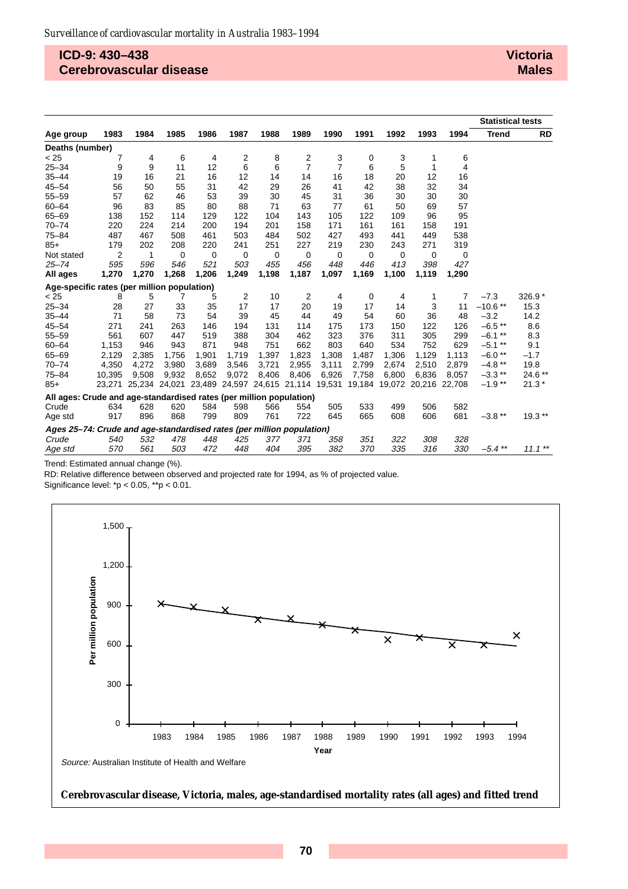## ICD-9: 430–438 Cerebrovascular disease

## Victoria Males

| Age group | 1983 | 1984 | 1985 | 1986 | 1987 | 1988 | 1989 | 1990 | 1991 | 1992 | 1993 | 1994 | Statistical tests: Trend | RD |
|---|---|---|---|---|---|---|---|---|---|---|---|---|---|---|
| **Deaths (number)** | | | | | | | | | | | | | | |
| < 25 | 7 | 4 | 6 | 4 | 2 | 8 | 2 | 3 | 0 | 3 | 1 | 6 | | |
| 25–34 | 9 | 9 | 11 | 12 | 6 | 6 | 7 | 7 | 6 | 5 | 1 | 4 | | |
| 35–44 | 19 | 16 | 21 | 16 | 12 | 14 | 14 | 16 | 18 | 20 | 12 | 16 | | |
| 45–54 | 56 | 50 | 55 | 31 | 42 | 29 | 26 | 41 | 42 | 38 | 32 | 34 | | |
| 55–59 | 57 | 62 | 46 | 53 | 39 | 30 | 45 | 31 | 36 | 30 | 30 | 30 | | |
| 60–64 | 96 | 83 | 85 | 80 | 88 | 71 | 63 | 77 | 61 | 50 | 69 | 57 | | |
| 65–69 | 138 | 152 | 114 | 129 | 122 | 104 | 143 | 105 | 122 | 109 | 96 | 95 | | |
| 70–74 | 220 | 224 | 214 | 200 | 194 | 201 | 158 | 171 | 161 | 161 | 158 | 191 | | |
| 75–84 | 487 | 467 | 508 | 461 | 503 | 484 | 502 | 427 | 493 | 441 | 449 | 538 | | |
| 85+ | 179 | 202 | 208 | 220 | 241 | 251 | 227 | 219 | 230 | 243 | 271 | 319 | | |
| Not stated | 2 | 1 | 0 | 0 | 0 | 0 | 0 | 0 | 0 | 0 | 0 | 0 | | |
| *25–74* | *595* | *596* | *546* | *521* | *503* | *455* | *456* | *448* | *446* | *413* | *398* | *427* | | |
| **All ages** | **1,270** | **1,270** | **1,268** | **1,206** | **1,249** | **1,198** | **1,187** | **1,097** | **1,169** | **1,100** | **1,119** | **1,290** | | |
| **Age-specific rates (per million population)** | | | | | | | | | | | | | | |
| < 25 | 8 | 5 | 7 | 5 | 2 | 10 | 2 | 4 | 0 | 4 | 1 | 7 | −7.3 | 326.9 * |
| 25–34 | 28 | 27 | 33 | 35 | 17 | 17 | 20 | 19 | 17 | 14 | 3 | 11 | −10.6 ** | 15.3 |
| 35–44 | 71 | 58 | 73 | 54 | 39 | 45 | 44 | 49 | 54 | 60 | 36 | 48 | −3.2 | 14.2 |
| 45–54 | 271 | 241 | 263 | 146 | 194 | 131 | 114 | 175 | 173 | 150 | 122 | 126 | −6.5 ** | 8.6 |
| 55–59 | 561 | 607 | 447 | 519 | 388 | 304 | 462 | 323 | 376 | 311 | 305 | 299 | −6.1 ** | 8.3 |
| 60–64 | 1,153 | 946 | 943 | 871 | 948 | 751 | 662 | 803 | 640 | 534 | 752 | 629 | −5.1 ** | 9.1 |
| 65–69 | 2,129 | 2,385 | 1,756 | 1,901 | 1,719 | 1,397 | 1,823 | 1,308 | 1,487 | 1,306 | 1,129 | 1,113 | −6.0 ** | −1.7 |
| 70–74 | 4,350 | 4,272 | 3,980 | 3,689 | 3,546 | 3,721 | 2,955 | 3,111 | 2,799 | 2,674 | 2,510 | 2,879 | −4.8 ** | 19.8 |
| 75–84 | 10,395 | 9,508 | 9,932 | 8,652 | 9,072 | 8,406 | 8,406 | 6,926 | 7,758 | 6,800 | 6,836 | 8,057 | −3.3 ** | 24.6 ** |
| 85+ | 23,271 | 25,234 | 24,021 | 23,489 | 24,597 | 24,615 | 21,114 | 19,531 | 19,184 | 19,072 | 20,216 | 22,708 | −1.9 ** | 21.3 * |
| **All ages: Crude and age-standardised rates (per million population)** | | | | | | | | | | | | | | |
| Crude | 634 | 628 | 620 | 584 | 598 | 566 | 554 | 505 | 533 | 499 | 506 | 582 | | |
| Age std | 917 | 896 | 868 | 799 | 809 | 761 | 722 | 645 | 665 | 608 | 606 | 681 | −3.8 ** | 19.3 ** |
| ***Ages 25–74: Crude and age-standardised rates (per million population)*** | | | | | | | | | | | | | | |
| *Crude* | *540* | *532* | *478* | *448* | *425* | *377* | *371* | *358* | *351* | *322* | *308* | *328* | | |
| *Age std* | *570* | *561* | *503* | *472* | *448* | *404* | *395* | *382* | *370* | *335* | *316* | *330* | *−5.4 *** | *11.1 *** |

Trend: Estimated annual change (%).

RD: Relative difference between observed and projected rate for 1994, as % of projected value.

Significance level: *p < 0.05, **p < 0.01.

*Source:* Australian Institute of Health and Welfare

**Cerebrovascular disease, Victoria, males, age-standardised mortality rates (all ages) and fitted trend**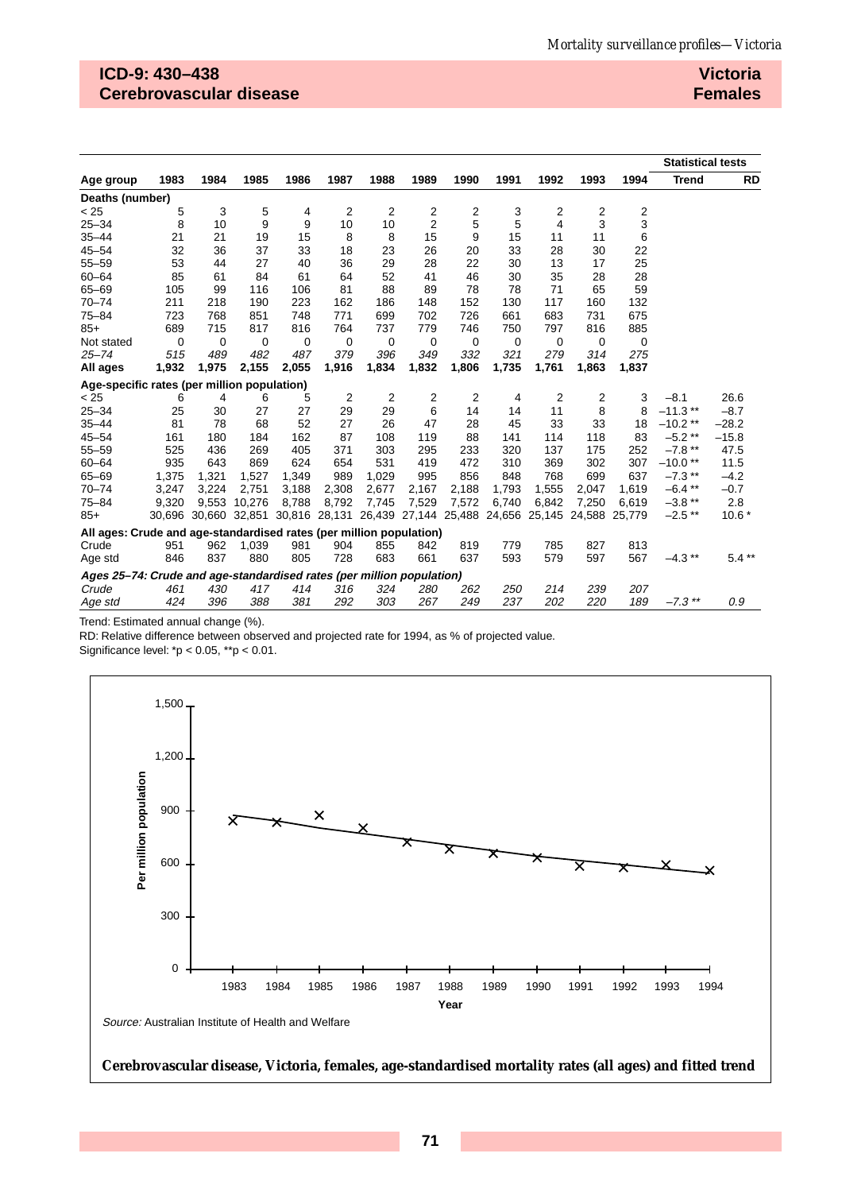## ICD-9: 430–438 Cerebrovascular disease

## Victoria Females

| Age group | 1983 | 1984 | 1985 | 1986 | 1987 | 1988 | 1989 | 1990 | 1991 | 1992 | 1993 | 1994 | Trend | RD |
|---|---|---|---|---|---|---|---|---|---|---|---|---|---|---|
| | | | | | | | | | | | | | **Statistical tests** | |
| **Deaths (number)** | | | | | | | | | | | | | | |
| < 25 | 5 | 3 | 5 | 4 | 2 | 2 | 2 | 2 | 3 | 2 | 2 | 2 | | |
| 25–34 | 8 | 10 | 9 | 9 | 10 | 10 | 2 | 5 | 5 | 4 | 3 | 3 | | |
| 35–44 | 21 | 21 | 19 | 15 | 8 | 8 | 15 | 9 | 15 | 11 | 11 | 6 | | |
| 45–54 | 32 | 36 | 37 | 33 | 18 | 23 | 26 | 20 | 33 | 28 | 30 | 22 | | |
| 55–59 | 53 | 44 | 27 | 40 | 36 | 29 | 28 | 22 | 30 | 13 | 17 | 25 | | |
| 60–64 | 85 | 61 | 84 | 61 | 64 | 52 | 41 | 46 | 30 | 35 | 28 | 28 | | |
| 65–69 | 105 | 99 | 116 | 106 | 81 | 88 | 89 | 78 | 78 | 71 | 65 | 59 | | |
| 70–74 | 211 | 218 | 190 | 223 | 162 | 186 | 148 | 152 | 130 | 117 | 160 | 132 | | |
| 75–84 | 723 | 768 | 851 | 748 | 771 | 699 | 702 | 726 | 661 | 683 | 731 | 675 | | |
| 85+ | 689 | 715 | 817 | 816 | 764 | 737 | 779 | 746 | 750 | 797 | 816 | 885 | | |
| Not stated | 0 | 0 | 0 | 0 | 0 | 0 | 0 | 0 | 0 | 0 | 0 | 0 | | |
| *25–74* | *515* | *489* | *482* | *487* | *379* | *396* | *349* | *332* | *321* | *279* | *314* | *275* | | |
| **All ages** | **1,932** | **1,975** | **2,155** | **2,055** | **1,916** | **1,834** | **1,832** | **1,806** | **1,735** | **1,761** | **1,863** | **1,837** | | |
| **Age-specific rates (per million population)** | | | | | | | | | | | | | | |
| < 25 | 6 | 4 | 6 | 5 | 2 | 2 | 2 | 2 | 4 | 2 | 2 | 3 | –8.1 | 26.6 |
| 25–34 | 25 | 30 | 27 | 27 | 29 | 29 | 6 | 14 | 14 | 11 | 8 | 8 | –11.3 ** | –8.7 |
| 35–44 | 81 | 78 | 68 | 52 | 27 | 26 | 47 | 28 | 45 | 33 | 33 | 18 | –10.2 ** | –28.2 |
| 45–54 | 161 | 180 | 184 | 162 | 87 | 108 | 119 | 88 | 141 | 114 | 118 | 83 | –5.2 ** | –15.8 |
| 55–59 | 525 | 436 | 269 | 405 | 371 | 303 | 295 | 233 | 320 | 137 | 175 | 252 | –7.8 ** | 47.5 |
| 60–64 | 935 | 643 | 869 | 624 | 654 | 531 | 419 | 472 | 310 | 369 | 302 | 307 | –10.0 ** | 11.5 |
| 65–69 | 1,375 | 1,321 | 1,527 | 1,349 | 989 | 1,029 | 995 | 856 | 848 | 768 | 699 | 637 | –7.3 ** | –4.2 |
| 70–74 | 3,247 | 3,224 | 2,751 | 3,188 | 2,308 | 2,677 | 2,167 | 2,188 | 1,793 | 1,555 | 2,047 | 1,619 | –6.4 ** | –0.7 |
| 75–84 | 9,320 | 9,553 | 10,276 | 8,788 | 8,792 | 7,745 | 7,529 | 7,572 | 6,740 | 6,842 | 7,250 | 6,619 | –3.8 ** | 2.8 |
| 85+ | 30,696 | 30,660 | 32,851 | 30,816 | 28,131 | 26,439 | 27,144 | 25,488 | 24,656 | 25,145 | 24,588 | 25,779 | –2.5 ** | 10.6 * |
| **All ages: Crude and age-standardised rates (per million population)** | | | | | | | | | | | | | | |
| Crude | 951 | 962 | 1,039 | 981 | 904 | 855 | 842 | 819 | 779 | 785 | 827 | 813 | | |
| Age std | 846 | 837 | 880 | 805 | 728 | 683 | 661 | 637 | 593 | 579 | 597 | 567 | –4.3 ** | 5.4 ** |
| ***Ages 25–74: Crude and age-standardised rates (per million population)*** | | | | | | | | | | | | | | |
| *Crude* | *461* | *430* | *417* | *414* | *316* | *324* | *280* | *262* | *250* | *214* | *239* | *207* | | |
| *Age std* | *424* | *396* | *388* | *381* | *292* | *303* | *267* | *249* | *237* | *202* | *220* | *189* | *–7.3 ***  | *0.9* |

Trend: Estimated annual change (%).

RD: Relative difference between observed and projected rate for 1994, as % of projected value.

Significance level: *p < 0.05, **p < 0.01.

*Source:* Australian Institute of Health and Welfare

**Cerebrovascular disease, Victoria, females, age-standardised mortality rates (all ages) and fitted trend**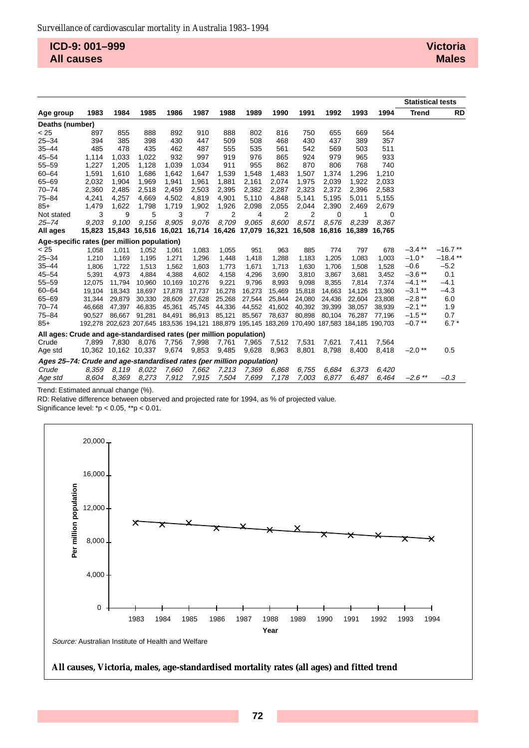**ICD-9: 001–999**
**All causes**

**Victoria**
**Males**

| Age group | 1983 | 1984 | 1985 | 1986 | 1987 | 1988 | 1989 | 1990 | 1991 | 1992 | 1993 | 1994 | Statistical tests: Trend | RD |
|---|---|---|---|---|---|---|---|---|---|---|---|---|---|---|
| **Deaths (number)** | | | | | | | | | | | | | | |
| < 25 | 897 | 855 | 888 | 892 | 910 | 888 | 802 | 816 | 750 | 655 | 669 | 564 | | |
| 25–34 | 394 | 385 | 398 | 430 | 447 | 509 | 508 | 468 | 430 | 437 | 389 | 357 | | |
| 35–44 | 485 | 478 | 435 | 462 | 487 | 555 | 535 | 561 | 542 | 569 | 503 | 511 | | |
| 45–54 | 1,114 | 1,033 | 1,022 | 932 | 997 | 919 | 976 | 865 | 924 | 979 | 965 | 933 | | |
| 55–59 | 1,227 | 1,205 | 1,128 | 1,039 | 1,034 | 911 | 955 | 862 | 870 | 806 | 768 | 740 | | |
| 60–64 | 1,591 | 1,610 | 1,686 | 1,642 | 1,647 | 1,539 | 1,548 | 1,483 | 1,507 | 1,374 | 1,296 | 1,210 | | |
| 65–69 | 2,032 | 1,904 | 1,969 | 1,941 | 1,961 | 1,881 | 2,161 | 2,074 | 1,975 | 2,039 | 1,922 | 2,033 | | |
| 70–74 | 2,360 | 2,485 | 2,518 | 2,459 | 2,503 | 2,395 | 2,382 | 2,287 | 2,323 | 2,372 | 2,396 | 2,583 | | |
| 75–84 | 4,241 | 4,257 | 4,669 | 4,502 | 4,819 | 4,901 | 5,110 | 4,848 | 5,141 | 5,195 | 5,011 | 5,155 | | |
| 85+ | 1,479 | 1,622 | 1,798 | 1,719 | 1,902 | 1,926 | 2,098 | 2,055 | 2,044 | 2,390 | 2,469 | 2,679 | | |
| Not stated | 3 | 9 | 5 | 3 | 7 | 2 | 4 | 2 | 2 | 0 | 1 | 0 | | |
| *25–74* | *9,203* | *9,100* | *9,156* | *8,905* | *9,076* | *8,709* | *9,065* | *8,600* | *8,571* | *8,576* | *8,239* | *8,367* | | |
| **All ages** | **15,823** | **15,843** | **16,516** | **16,021** | **16,714** | **16,426** | **17,079** | **16,321** | **16,508** | **16,816** | **16,389** | **16,765** | | |
| **Age-specific rates (per million population)** | | | | | | | | | | | | | | |
| < 25 | 1,058 | 1,011 | 1,052 | 1,061 | 1,083 | 1,055 | 951 | 963 | 885 | 774 | 797 | 678 | –3.4 ** | –16.7 ** |
| 25–34 | 1,210 | 1,169 | 1,195 | 1,271 | 1,296 | 1,448 | 1,418 | 1,288 | 1,183 | 1,205 | 1,083 | 1,003 | –1.0 * | –18.4 ** |
| 35–44 | 1,806 | 1,722 | 1,513 | 1,562 | 1,603 | 1,773 | 1,671 | 1,713 | 1,630 | 1,706 | 1,508 | 1,528 | –0.6 | –5.2 |
| 45–54 | 5,391 | 4,973 | 4,884 | 4,388 | 4,602 | 4,158 | 4,296 | 3,690 | 3,810 | 3,867 | 3,681 | 3,452 | –3.6 ** | 0.1 |
| 55–59 | 12,075 | 11,794 | 10,960 | 10,169 | 10,276 | 9,221 | 9,796 | 8,993 | 9,098 | 8,355 | 7,814 | 7,374 | –4.1 ** | –4.1 |
| 60–64 | 19,104 | 18,343 | 18,697 | 17,878 | 17,737 | 16,278 | 16,273 | 15,469 | 15,818 | 14,663 | 14,126 | 13,360 | –3.1 ** | –4.3 |
| 65–69 | 31,344 | 29,879 | 30,330 | 28,609 | 27,628 | 25,268 | 27,544 | 25,844 | 24,080 | 24,436 | 22,604 | 23,808 | –2.8 ** | 6.0 |
| 70–74 | 46,668 | 47,397 | 46,835 | 45,361 | 45,745 | 44,336 | 44,552 | 41,602 | 40,392 | 39,399 | 38,057 | 38,939 | –2.1 ** | 1.9 |
| 75–84 | 90,527 | 86,667 | 91,281 | 84,491 | 86,913 | 85,121 | 85,567 | 78,637 | 80,898 | 80,104 | 76,287 | 77,196 | –1.5 ** | 0.7 |
| 85+ | 192,278 | 202,623 | 207,645 | 183,536 | 194,121 | 188,879 | 195,145 | 183,269 | 170,490 | 187,583 | 184,185 | 190,703 | –0.7 ** | 6.7 * |
| **All ages: Crude and age-standardised rates (per million population)** | | | | | | | | | | | | | | |
| Crude | 7,899 | 7,830 | 8,076 | 7,756 | 7,998 | 7,761 | 7,965 | 7,512 | 7,531 | 7,621 | 7,411 | 7,564 | | |
| Age std | 10,362 | 10,162 | 10,337 | 9,674 | 9,853 | 9,485 | 9,628 | 8,963 | 8,801 | 8,798 | 8,400 | 8,418 | –2.0 ** | 0.5 |
| ***Ages 25–74: Crude and age-standardised rates (per million population)*** | | | | | | | | | | | | | | |
| *Crude* | *8,359* | *8,119* | *8,022* | *7,660* | *7,662* | *7,213* | *7,369* | *6,868* | *6,755* | *6,684* | *6,373* | *6,420* | | |
| *Age std* | *8,604* | *8,369* | *8,273* | *7,912* | *7,915* | *7,504* | *7,699* | *7,178* | *7,003* | *6,877* | *6,487* | *6,464* | *–2.6 ** | *–0.3* |

Trend: Estimated annual change (%).

RD: Relative difference between observed and projected rate for 1994, as % of projected value.

Significance level: *p < 0.05, **p < 0.01.

*Source:* Australian Institute of Health and Welfare

**All causes, Victoria, males, age-standardised mortality rates (all ages) and fitted trend**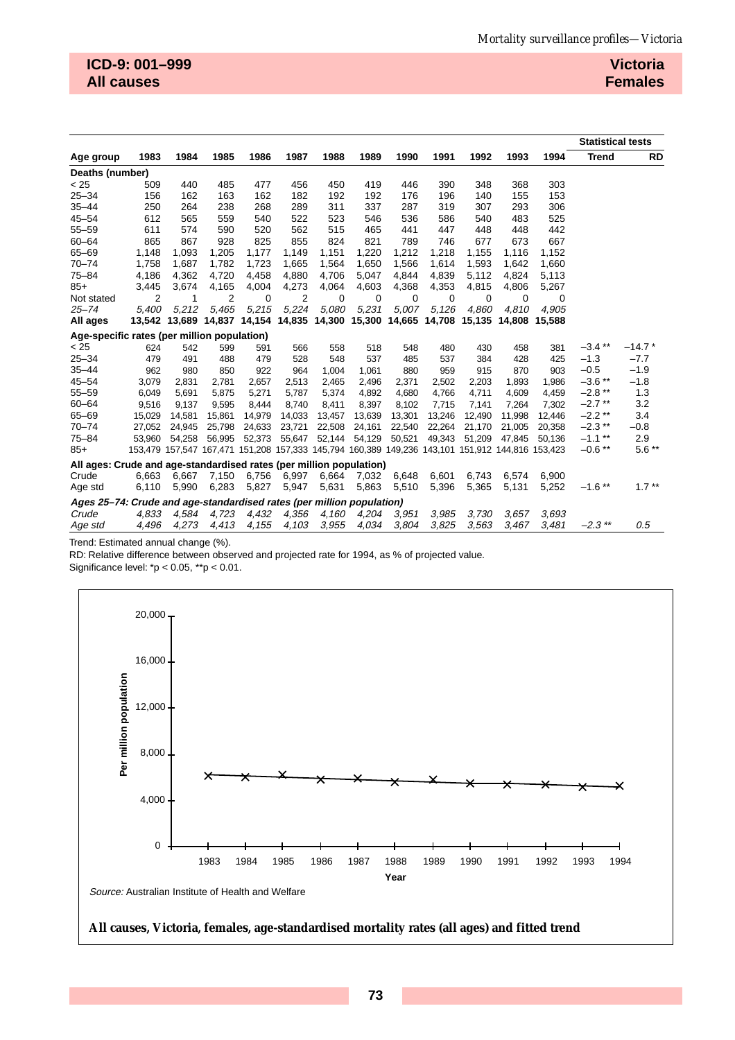**ICD-9: 001–999**
**All causes**

**Victoria**
**Females**

| Age group | 1983 | 1984 | 1985 | 1986 | 1987 | 1988 | 1989 | 1990 | 1991 | 1992 | 1993 | 1994 | Statistical tests: Trend | RD |
|---|---|---|---|---|---|---|---|---|---|---|---|---|---|---|
| **Deaths (number)** | | | | | | | | | | | | | | |
| < 25 | 509 | 440 | 485 | 477 | 456 | 450 | 419 | 446 | 390 | 348 | 368 | 303 | | |
| 25–34 | 156 | 162 | 163 | 162 | 182 | 192 | 192 | 176 | 196 | 140 | 155 | 153 | | |
| 35–44 | 250 | 264 | 238 | 268 | 289 | 311 | 337 | 287 | 319 | 307 | 293 | 306 | | |
| 45–54 | 612 | 565 | 559 | 540 | 522 | 523 | 546 | 536 | 586 | 540 | 483 | 525 | | |
| 55–59 | 611 | 574 | 590 | 520 | 562 | 515 | 465 | 441 | 447 | 448 | 448 | 442 | | |
| 60–64 | 865 | 867 | 928 | 825 | 855 | 824 | 821 | 789 | 746 | 677 | 673 | 667 | | |
| 65–69 | 1,148 | 1,093 | 1,205 | 1,177 | 1,149 | 1,151 | 1,220 | 1,212 | 1,218 | 1,155 | 1,116 | 1,152 | | |
| 70–74 | 1,758 | 1,687 | 1,782 | 1,723 | 1,665 | 1,564 | 1,650 | 1,566 | 1,614 | 1,593 | 1,642 | 1,660 | | |
| 75–84 | 4,186 | 4,362 | 4,720 | 4,458 | 4,880 | 4,706 | 5,047 | 4,844 | 4,839 | 5,112 | 4,824 | 5,113 | | |
| 85+ | 3,445 | 3,674 | 4,165 | 4,004 | 4,273 | 4,064 | 4,603 | 4,368 | 4,353 | 4,815 | 4,806 | 5,267 | | |
| Not stated | 2 | 1 | 2 | 0 | 2 | 0 | 0 | 0 | 0 | 0 | 0 | 0 | | |
| *25–74* | *5,400* | *5,212* | *5,465* | *5,215* | *5,224* | *5,080* | *5,231* | *5,007* | *5,126* | *4,860* | *4,810* | *4,905* | | |
| **All ages** | **13,542** | **13,689** | **14,837** | **14,154** | **14,835** | **14,300** | **15,300** | **14,665** | **14,708** | **15,135** | **14,808** | **15,588** | | |
| **Age-specific rates (per million population)** | | | | | | | | | | | | | | |
| < 25 | 624 | 542 | 599 | 591 | 566 | 558 | 518 | 548 | 480 | 430 | 458 | 381 | –3.4 ** | –14.7 * |
| 25–34 | 479 | 491 | 488 | 479 | 528 | 548 | 537 | 485 | 537 | 384 | 428 | 425 | –1.3 | –7.7 |
| 35–44 | 962 | 980 | 850 | 922 | 964 | 1,004 | 1,061 | 880 | 959 | 915 | 870 | 903 | –0.5 | –1.9 |
| 45–54 | 3,079 | 2,831 | 2,781 | 2,657 | 2,513 | 2,465 | 2,496 | 2,371 | 2,502 | 2,203 | 1,893 | 1,986 | –3.6 ** | –1.8 |
| 55–59 | 6,049 | 5,691 | 5,875 | 5,271 | 5,787 | 5,374 | 4,892 | 4,680 | 4,766 | 4,711 | 4,609 | 4,459 | –2.8 ** | 1.3 |
| 60–64 | 9,516 | 9,137 | 9,595 | 8,444 | 8,740 | 8,411 | 8,397 | 8,102 | 7,715 | 7,141 | 7,264 | 7,302 | –2.7 ** | 3.2 |
| 65–69 | 15,029 | 14,581 | 15,861 | 14,979 | 14,033 | 13,457 | 13,639 | 13,301 | 13,246 | 12,490 | 11,998 | 12,446 | –2.2 ** | 3.4 |
| 70–74 | 27,052 | 24,945 | 25,798 | 24,633 | 23,721 | 22,508 | 24,161 | 22,540 | 22,264 | 21,170 | 21,005 | 20,358 | –2.3 ** | –0.8 |
| 75–84 | 53,960 | 54,258 | 56,995 | 52,373 | 55,647 | 52,144 | 54,129 | 50,521 | 49,343 | 51,209 | 47,845 | 50,136 | –1.1 ** | 2.9 |
| 85+ | 153,479 | 157,547 | 167,471 | 151,208 | 157,333 | 145,794 | 160,389 | 149,236 | 143,101 | 151,912 | 144,816 | 153,423 | –0.6 ** | 5.6 ** |
| **All ages: Crude and age-standardised rates (per million population)** | | | | | | | | | | | | | | |
| Crude | 6,663 | 6,667 | 7,150 | 6,756 | 6,997 | 6,664 | 7,032 | 6,648 | 6,601 | 6,743 | 6,574 | 6,900 | | |
| Age std | 6,110 | 5,990 | 6,283 | 5,827 | 5,947 | 5,631 | 5,863 | 5,510 | 5,396 | 5,365 | 5,131 | 5,252 | –1.6 ** | 1.7 ** |
| ***Ages 25–74: Crude and age-standardised rates (per million population)*** | | | | | | | | | | | | | | |
| *Crude* | *4,833* | *4,584* | *4,723* | *4,432* | *4,356* | *4,160* | *4,204* | *3,951* | *3,985* | *3,730* | *3,657* | *3,693* | | |
| *Age std* | *4,496* | *4,273* | *4,413* | *4,155* | *4,103* | *3,955* | *4,034* | *3,804* | *3,825* | *3,563* | *3,467* | *3,481* | *–2.3 \*\** | *0.5* |

Trend: Estimated annual change (%).

RD: Relative difference between observed and projected rate for 1994, as % of projected value.

Significance level: *p < 0.05, **p < 0.01.

*Source:* Australian Institute of Health and Welfare

**All causes, Victoria, females, age-standardised mortality rates (all ages) and fitted trend**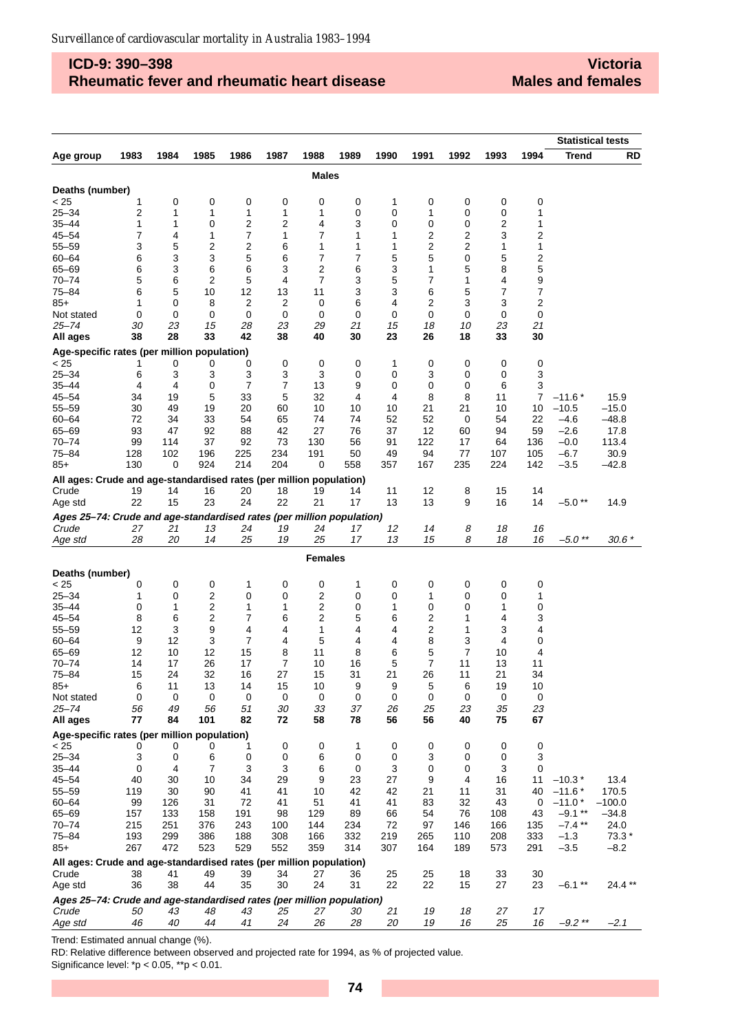## ICD-9: 390–398 Rheumatic fever and rheumatic heart disease

## Victoria Males and females

| Age group | 1983 | 1984 | 1985 | 1986 | 1987 | 1988 | 1989 | 1990 | 1991 | 1992 | 1993 | 1994 | Statistical tests Trend | RD |
|---|---|---|---|---|---|---|---|---|---|---|---|---|---|---|
| **Males** | | | | | | | | | | | | | | |
| **Deaths (number)** | | | | | | | | | | | | | | |
| < 25 | 1 | 0 | 0 | 0 | 0 | 0 | 0 | 1 | 0 | 0 | 0 | 0 | | |
| 25–34 | 2 | 1 | 1 | 1 | 1 | 1 | 0 | 0 | 1 | 0 | 0 | 1 | | |
| 35–44 | 1 | 1 | 0 | 2 | 2 | 4 | 3 | 0 | 0 | 0 | 2 | 1 | | |
| 45–54 | 7 | 4 | 1 | 7 | 1 | 7 | 1 | 1 | 2 | 2 | 3 | 2 | | |
| 55–59 | 3 | 5 | 2 | 2 | 6 | 1 | 1 | 1 | 2 | 2 | 1 | 1 | | |
| 60–64 | 6 | 3 | 3 | 5 | 6 | 7 | 7 | 5 | 5 | 0 | 5 | 2 | | |
| 65–69 | 6 | 3 | 6 | 6 | 3 | 2 | 6 | 3 | 1 | 5 | 8 | 5 | | |
| 70–74 | 5 | 6 | 2 | 5 | 4 | 7 | 3 | 5 | 7 | 1 | 4 | 9 | | |
| 75–84 | 6 | 5 | 10 | 12 | 13 | 11 | 3 | 3 | 6 | 5 | 7 | 7 | | |
| 85+ | 1 | 0 | 8 | 2 | 2 | 0 | 6 | 4 | 2 | 3 | 3 | 2 | | |
| Not stated | 0 | 0 | 0 | 0 | 0 | 0 | 0 | 0 | 0 | 0 | 0 | 0 | | |
| *25–74* | *30* | *23* | *15* | *28* | *23* | *29* | *21* | *15* | *18* | *10* | *23* | *21* | | |
| **All ages** | **38** | **28** | **33** | **42** | **38** | **40** | **30** | **23** | **26** | **18** | **33** | **30** | | |
| **Age-specific rates (per million population)** | | | | | | | | | | | | | | |
| < 25 | 1 | 0 | 0 | 0 | 0 | 0 | 0 | 1 | 0 | 0 | 0 | 0 | | |
| 25–34 | 6 | 3 | 3 | 3 | 3 | 3 | 0 | 0 | 3 | 0 | 0 | 3 | | |
| 35–44 | 4 | 4 | 0 | 7 | 7 | 13 | 9 | 0 | 0 | 0 | 6 | 3 | | |
| 45–54 | 34 | 19 | 5 | 33 | 5 | 32 | 4 | 4 | 8 | 8 | 11 | 7 | –11.6 * | 15.9 |
| 55–59 | 30 | 49 | 19 | 20 | 60 | 10 | 10 | 10 | 21 | 21 | 10 | 10 | –10.5 | –15.0 |
| 60–64 | 72 | 34 | 33 | 54 | 65 | 74 | 74 | 52 | 52 | 0 | 54 | 22 | –4.6 | –48.8 |
| 65–69 | 93 | 47 | 92 | 88 | 42 | 27 | 76 | 37 | 12 | 60 | 94 | 59 | –2.6 | 17.8 |
| 70–74 | 99 | 114 | 37 | 92 | 73 | 130 | 56 | 91 | 122 | 17 | 64 | 136 | –0.0 | 113.4 |
| 75–84 | 128 | 102 | 196 | 225 | 234 | 191 | 50 | 49 | 94 | 77 | 107 | 105 | –6.7 | 30.9 |
| 85+ | 130 | 0 | 924 | 214 | 204 | 0 | 558 | 357 | 167 | 235 | 224 | 142 | –3.5 | –42.8 |
| **All ages: Crude and age-standardised rates (per million population)** | | | | | | | | | | | | | | |
| Crude | 19 | 14 | 16 | 20 | 18 | 19 | 14 | 11 | 12 | 8 | 15 | 14 | | |
| Age std | 22 | 15 | 23 | 24 | 22 | 21 | 17 | 13 | 13 | 9 | 16 | 14 | –5.0 ** | 14.9 |
| ***Ages 25–74: Crude and age-standardised rates (per million population)*** | | | | | | | | | | | | | | |
| *Crude* | *27* | *21* | *13* | *24* | *19* | *24* | *17* | *12* | *14* | *8* | *18* | *16* | | |
| *Age std* | *28* | *20* | *14* | *25* | *19* | *25* | *17* | *13* | *15* | *8* | *18* | *16* | *–5.0 ** * | *30.6 * * |
| **Females** | | | | | | | | | | | | | | |
| **Deaths (number)** | | | | | | | | | | | | | | |
| < 25 | 0 | 0 | 0 | 1 | 0 | 0 | 1 | 0 | 0 | 0 | 0 | 0 | | |
| 25–34 | 1 | 0 | 2 | 0 | 0 | 2 | 0 | 0 | 1 | 0 | 0 | 1 | | |
| 35–44 | 0 | 1 | 2 | 1 | 1 | 2 | 0 | 1 | 0 | 0 | 1 | 0 | | |
| 45–54 | 8 | 6 | 2 | 7 | 6 | 2 | 5 | 6 | 2 | 1 | 4 | 3 | | |
| 55–59 | 12 | 3 | 9 | 4 | 4 | 1 | 4 | 4 | 2 | 1 | 3 | 4 | | |
| 60–64 | 9 | 12 | 3 | 7 | 4 | 5 | 4 | 4 | 8 | 3 | 4 | 0 | | |
| 65–69 | 12 | 10 | 12 | 15 | 8 | 11 | 8 | 6 | 5 | 7 | 10 | 4 | | |
| 70–74 | 14 | 17 | 26 | 17 | 7 | 10 | 16 | 5 | 7 | 11 | 13 | 11 | | |
| 75–84 | 15 | 24 | 32 | 16 | 27 | 15 | 31 | 21 | 26 | 11 | 21 | 34 | | |
| 85+ | 6 | 11 | 13 | 14 | 15 | 10 | 9 | 9 | 5 | 6 | 19 | 10 | | |
| Not stated | 0 | 0 | 0 | 0 | 0 | 0 | 0 | 0 | 0 | 0 | 0 | 0 | | |
| *25–74* | *56* | *49* | *56* | *51* | *30* | *33* | *37* | *26* | *25* | *23* | *35* | *23* | | |
| **All ages** | **77** | **84** | **101** | **82** | **72** | **58** | **78** | **56** | **56** | **40** | **75** | **67** | | |
| **Age-specific rates (per million population)** | | | | | | | | | | | | | | |
| < 25 | 0 | 0 | 0 | 1 | 0 | 0 | 1 | 0 | 0 | 0 | 0 | 0 | | |
| 25–34 | 3 | 0 | 6 | 0 | 0 | 6 | 0 | 0 | 3 | 0 | 0 | 3 | | |
| 35–44 | 0 | 4 | 7 | 3 | 3 | 6 | 0 | 3 | 0 | 0 | 3 | 0 | | |
| 45–54 | 40 | 30 | 10 | 34 | 29 | 9 | 23 | 27 | 9 | 4 | 16 | 11 | –10.3 * | 13.4 |
| 55–59 | 119 | 30 | 90 | 41 | 41 | 10 | 42 | 42 | 21 | 11 | 31 | 40 | –11.6 * | 170.5 |
| 60–64 | 99 | 126 | 31 | 72 | 41 | 51 | 41 | 41 | 83 | 32 | 43 | 0 | –11.0 * | –100.0 |
| 65–69 | 157 | 133 | 158 | 191 | 98 | 129 | 89 | 66 | 54 | 76 | 108 | 43 | –9.1 ** | –34.8 |
| 70–74 | 215 | 251 | 376 | 243 | 100 | 144 | 234 | 72 | 97 | 146 | 166 | 135 | –7.4 ** | 24.0 |
| 75–84 | 193 | 299 | 386 | 188 | 308 | 166 | 332 | 219 | 265 | 110 | 208 | 333 | –1.3 | 73.3 * |
| 85+ | 267 | 472 | 523 | 529 | 552 | 359 | 314 | 307 | 164 | 189 | 573 | 291 | –3.5 | –8.2 |
| **All ages: Crude and age-standardised rates (per million population)** | | | | | | | | | | | | | | |
| Crude | 38 | 41 | 49 | 39 | 34 | 27 | 36 | 25 | 25 | 18 | 33 | 30 | | |
| Age std | 36 | 38 | 44 | 35 | 30 | 24 | 31 | 22 | 22 | 15 | 27 | 23 | –6.1 ** | 24.4 ** |
| ***Ages 25–74: Crude and age-standardised rates (per million population)*** | | | | | | | | | | | | | | |
| *Crude* | *50* | *43* | *48* | *43* | *25* | *27* | *30* | *21* | *19* | *18* | *27* | *17* | | |
| *Age std* | *46* | *40* | *44* | *41* | *24* | *26* | *28* | *20* | *19* | *16* | *25* | *16* | *–9.2 ** * | *–2.1* |

Trend: Estimated annual change (%).

RD: Relative difference between observed and projected rate for 1994, as % of projected value.

Significance level: *p < 0.05, **p < 0.01.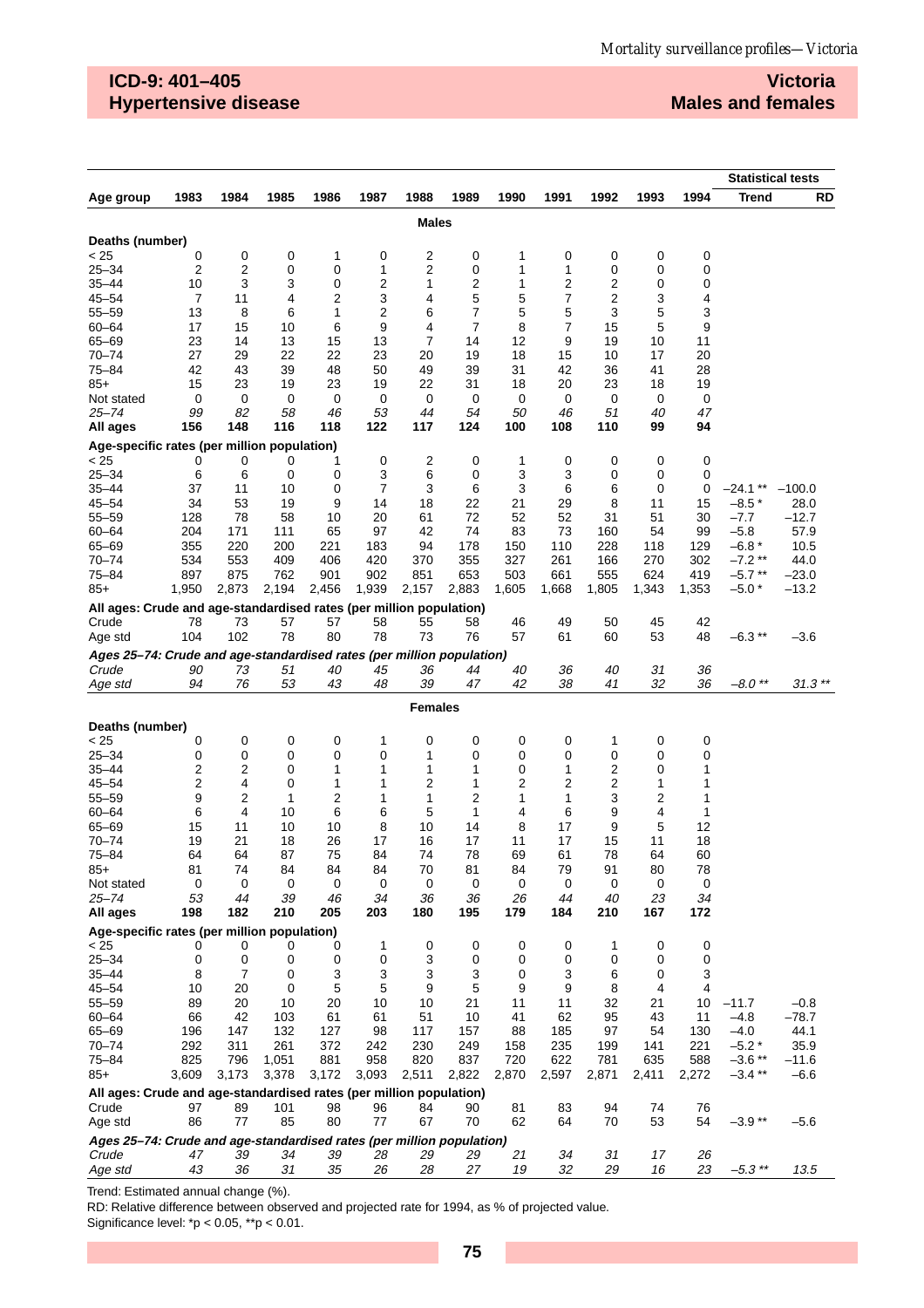## ICD-9: 401–405 Hypertensive disease

## Victoria Males and females

| Age group | 1983 | 1984 | 1985 | 1986 | 1987 | 1988 | 1989 | 1990 | 1991 | 1992 | 1993 | 1994 | Statistical tests: Trend | RD |
|---|---|---|---|---|---|---|---|---|---|---|---|---|---|---|
| | | | | | | **Males** | | | | | | | | |
| **Deaths (number)** | | | | | | | | | | | | | | |
| < 25 | 0 | 0 | 0 | 1 | 0 | 2 | 0 | 1 | 0 | 0 | 0 | 0 | | |
| 25–34 | 2 | 2 | 0 | 0 | 1 | 2 | 0 | 1 | 1 | 0 | 0 | 0 | | |
| 35–44 | 10 | 3 | 3 | 0 | 2 | 1 | 2 | 1 | 2 | 2 | 0 | 0 | | |
| 45–54 | 7 | 11 | 4 | 2 | 3 | 4 | 5 | 5 | 7 | 2 | 3 | 4 | | |
| 55–59 | 13 | 8 | 6 | 1 | 2 | 6 | 7 | 5 | 5 | 3 | 5 | 3 | | |
| 60–64 | 17 | 15 | 10 | 6 | 9 | 4 | 7 | 8 | 7 | 15 | 5 | 9 | | |
| 65–69 | 23 | 14 | 13 | 15 | 13 | 7 | 14 | 12 | 9 | 19 | 10 | 11 | | |
| 70–74 | 27 | 29 | 22 | 22 | 23 | 20 | 19 | 18 | 15 | 10 | 17 | 20 | | |
| 75–84 | 42 | 43 | 39 | 48 | 50 | 49 | 39 | 31 | 42 | 36 | 41 | 28 | | |
| 85+ | 15 | 23 | 19 | 23 | 19 | 22 | 31 | 18 | 20 | 23 | 18 | 19 | | |
| Not stated | 0 | 0 | 0 | 0 | 0 | 0 | 0 | 0 | 0 | 0 | 0 | 0 | | |
| *25–74* | *99* | *82* | *58* | *46* | *53* | *44* | *54* | *50* | *46* | *51* | *40* | *47* | | |
| **All ages** | **156** | **148** | **116** | **118** | **122** | **117** | **124** | **100** | **108** | **110** | **99** | **94** | | |
| **Age-specific rates (per million population)** | | | | | | | | | | | | | | |
| < 25 | 0 | 0 | 0 | 1 | 0 | 2 | 0 | 1 | 0 | 0 | 0 | 0 | | |
| 25–34 | 6 | 6 | 0 | 0 | 3 | 6 | 0 | 3 | 3 | 0 | 0 | 0 | | |
| 35–44 | 37 | 11 | 10 | 0 | 7 | 3 | 6 | 3 | 6 | 6 | 0 | 0 | –24.1 ** | –100.0 |
| 45–54 | 34 | 53 | 19 | 9 | 14 | 18 | 22 | 21 | 29 | 8 | 11 | 15 | –8.5 * | 28.0 |
| 55–59 | 128 | 78 | 58 | 10 | 20 | 61 | 72 | 52 | 52 | 31 | 51 | 30 | –7.7 | –12.7 |
| 60–64 | 204 | 171 | 111 | 65 | 97 | 42 | 74 | 83 | 73 | 160 | 54 | 99 | –5.8 | 57.9 |
| 65–69 | 355 | 220 | 200 | 221 | 183 | 94 | 178 | 150 | 110 | 228 | 118 | 129 | –6.8 * | 10.5 |
| 70–74 | 534 | 553 | 409 | 406 | 420 | 370 | 355 | 327 | 261 | 166 | 270 | 302 | –7.2 ** | 44.0 |
| 75–84 | 897 | 875 | 762 | 901 | 902 | 851 | 653 | 503 | 661 | 555 | 624 | 419 | –5.7 ** | –23.0 |
| 85+ | 1,950 | 2,873 | 2,194 | 2,456 | 1,939 | 2,157 | 2,883 | 1,605 | 1,668 | 1,805 | 1,343 | 1,353 | –5.0 * | –13.2 |
| **All ages: Crude and age-standardised rates (per million population)** | | | | | | | | | | | | | | |
| Crude | 78 | 73 | 57 | 57 | 58 | 55 | 58 | 46 | 49 | 50 | 45 | 42 | | |
| Age std | 104 | 102 | 78 | 80 | 78 | 73 | 76 | 57 | 61 | 60 | 53 | 48 | –6.3 ** | –3.6 |
| ***Ages 25–74: Crude and age-standardised rates (per million population)*** | | | | | | | | | | | | | | |
| *Crude* | *90* | *73* | *51* | *40* | *45* | *36* | *44* | *40* | *36* | *40* | *31* | *36* | | |
| *Age std* | *94* | *76* | *53* | *43* | *48* | *39* | *47* | *42* | *38* | *41* | *32* | *36* | *–8.0 ** | *31.3 ** |
| | | | | | | **Females** | | | | | | | | |
| **Deaths (number)** | | | | | | | | | | | | | | |
| < 25 | 0 | 0 | 0 | 0 | 1 | 0 | 0 | 0 | 0 | 1 | 0 | 0 | | |
| 25–34 | 0 | 0 | 0 | 0 | 0 | 1 | 0 | 0 | 0 | 0 | 0 | 0 | | |
| 35–44 | 2 | 2 | 0 | 1 | 1 | 1 | 1 | 0 | 1 | 2 | 0 | 1 | | |
| 45–54 | 2 | 4 | 0 | 1 | 1 | 2 | 1 | 2 | 2 | 2 | 1 | 1 | | |
| 55–59 | 9 | 2 | 1 | 2 | 1 | 1 | 2 | 1 | 1 | 3 | 2 | 1 | | |
| 60–64 | 6 | 4 | 10 | 6 | 6 | 5 | 1 | 4 | 6 | 9 | 4 | 1 | | |
| 65–69 | 15 | 11 | 10 | 10 | 8 | 10 | 14 | 8 | 17 | 9 | 5 | 12 | | |
| 70–74 | 19 | 21 | 18 | 26 | 17 | 16 | 17 | 11 | 17 | 15 | 11 | 18 | | |
| 75–84 | 64 | 64 | 87 | 75 | 84 | 74 | 78 | 69 | 61 | 78 | 64 | 60 | | |
| 85+ | 81 | 74 | 84 | 84 | 84 | 70 | 81 | 84 | 79 | 91 | 80 | 78 | | |
| Not stated | 0 | 0 | 0 | 0 | 0 | 0 | 0 | 0 | 0 | 0 | 0 | 0 | | |
| *25–74* | *53* | *44* | *39* | *46* | *34* | *36* | *36* | *26* | *44* | *40* | *23* | *34* | | |
| **All ages** | **198** | **182** | **210** | **205** | **203** | **180** | **195** | **179** | **184** | **210** | **167** | **172** | | |
| **Age-specific rates (per million population)** | | | | | | | | | | | | | | |
| < 25 | 0 | 0 | 0 | 0 | 1 | 0 | 0 | 0 | 0 | 1 | 0 | 0 | | |
| 25–34 | 0 | 0 | 0 | 0 | 0 | 3 | 0 | 0 | 0 | 0 | 0 | 0 | | |
| 35–44 | 8 | 7 | 0 | 3 | 3 | 3 | 3 | 0 | 3 | 6 | 0 | 3 | | |
| 45–54 | 10 | 20 | 0 | 5 | 5 | 9 | 5 | 9 | 9 | 8 | 4 | 4 | | |
| 55–59 | 89 | 20 | 10 | 20 | 10 | 10 | 21 | 11 | 11 | 32 | 21 | 10 | –11.7 | –0.8 |
| 60–64 | 66 | 42 | 103 | 61 | 61 | 51 | 10 | 41 | 62 | 95 | 43 | 11 | –4.8 | –78.7 |
| 65–69 | 196 | 147 | 132 | 127 | 98 | 117 | 157 | 88 | 185 | 97 | 54 | 130 | –4.0 | 44.1 |
| 70–74 | 292 | 311 | 261 | 372 | 242 | 230 | 249 | 158 | 235 | 199 | 141 | 221 | –5.2 * | 35.9 |
| 75–84 | 825 | 796 | 1,051 | 881 | 958 | 820 | 837 | 720 | 622 | 781 | 635 | 588 | –3.6 ** | –11.6 |
| 85+ | 3,609 | 3,173 | 3,378 | 3,172 | 3,093 | 2,511 | 2,822 | 2,870 | 2,597 | 2,871 | 2,411 | 2,272 | –3.4 ** | –6.6 |
| **All ages: Crude and age-standardised rates (per million population)** | | | | | | | | | | | | | | |
| Crude | 97 | 89 | 101 | 98 | 96 | 84 | 90 | 81 | 83 | 94 | 74 | 76 | | |
| Age std | 86 | 77 | 85 | 80 | 77 | 67 | 70 | 62 | 64 | 70 | 53 | 54 | –3.9 ** | –5.6 |
| ***Ages 25–74: Crude and age-standardised rates (per million population)*** | | | | | | | | | | | | | | |
| *Crude* | *47* | *39* | *34* | *39* | *28* | *29* | *29* | *21* | *34* | *31* | *17* | *26* | | |
| *Age std* | *43* | *36* | *31* | *35* | *26* | *28* | *27* | *19* | *32* | *29* | *16* | *23* | *–5.3 ** | *13.5* |

Trend: Estimated annual change (%).

RD: Relative difference between observed and projected rate for 1994, as % of projected value.

Significance level: *p < 0.05, **p < 0.01.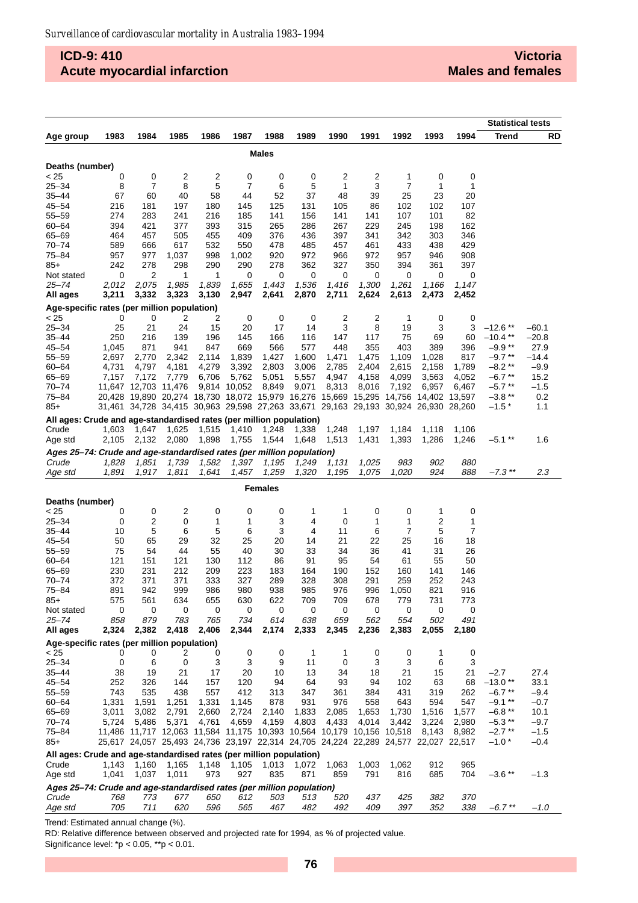## ICD-9: 410 Acute myocardial infarction

## Victoria Males and females

| Age group | 1983 | 1984 | 1985 | 1986 | 1987 | 1988 | 1989 | 1990 | 1991 | 1992 | 1993 | 1994 | Statistical tests Trend | RD |
|---|---|---|---|---|---|---|---|---|---|---|---|---|---|---|
| **Males** | | | | | | | | | | | | | | |
| **Deaths (number)** | | | | | | | | | | | | | | |
| < 25 | 0 | 0 | 2 | 2 | 0 | 0 | 0 | 2 | 2 | 1 | 0 | 0 | | |
| 25–34 | 8 | 7 | 8 | 5 | 7 | 6 | 5 | 1 | 3 | 7 | 1 | 1 | | |
| 35–44 | 67 | 60 | 40 | 58 | 44 | 52 | 37 | 48 | 39 | 25 | 23 | 20 | | |
| 45–54 | 216 | 181 | 197 | 180 | 145 | 125 | 131 | 105 | 86 | 102 | 102 | 107 | | |
| 55–59 | 274 | 283 | 241 | 216 | 185 | 141 | 156 | 141 | 141 | 107 | 101 | 82 | | |
| 60–64 | 394 | 421 | 377 | 393 | 315 | 265 | 286 | 267 | 229 | 245 | 198 | 162 | | |
| 65–69 | 464 | 457 | 505 | 455 | 409 | 376 | 436 | 397 | 341 | 342 | 303 | 346 | | |
| 70–74 | 589 | 666 | 617 | 532 | 550 | 478 | 485 | 457 | 461 | 433 | 438 | 429 | | |
| 75–84 | 957 | 977 | 1,037 | 998 | 1,002 | 920 | 972 | 966 | 972 | 957 | 946 | 908 | | |
| 85+ | 242 | 278 | 298 | 290 | 290 | 278 | 362 | 327 | 350 | 394 | 361 | 397 | | |
| Not stated | 0 | 2 | 1 | 1 | 0 | 0 | 0 | 0 | 0 | 0 | 0 | 0 | | |
| *25–74* | *2,012* | *2,075* | *1,985* | *1,839* | *1,655* | *1,443* | *1,536* | *1,416* | *1,300* | *1,261* | *1,166* | *1,147* | | |
| **All ages** | **3,211** | **3,332** | **3,323** | **3,130** | **2,947** | **2,641** | **2,870** | **2,711** | **2,624** | **2,613** | **2,473** | **2,452** | | |
| **Age-specific rates (per million population)** | | | | | | | | | | | | | | |
| < 25 | 0 | 0 | 2 | 2 | 0 | 0 | 0 | 2 | 2 | 1 | 0 | 0 | | |
| 25–34 | 25 | 21 | 24 | 15 | 20 | 17 | 14 | 3 | 8 | 19 | 3 | 3 | –12.6 ** | –60.1 |
| 35–44 | 250 | 216 | 139 | 196 | 145 | 166 | 116 | 147 | 117 | 75 | 69 | 60 | –10.4 ** | –20.8 |
| 45–54 | 1,045 | 871 | 941 | 847 | 669 | 566 | 577 | 448 | 355 | 403 | 389 | 396 | –9.9 ** | 27.9 |
| 55–59 | 2,697 | 2,770 | 2,342 | 2,114 | 1,839 | 1,427 | 1,600 | 1,471 | 1,475 | 1,109 | 1,028 | 817 | –9.7 ** | –14.4 |
| 60–64 | 4,731 | 4,797 | 4,181 | 4,279 | 3,392 | 2,803 | 3,006 | 2,785 | 2,404 | 2,615 | 2,158 | 1,789 | –8.2 ** | –9.9 |
| 65–69 | 7,157 | 7,172 | 7,779 | 6,706 | 5,762 | 5,051 | 5,557 | 4,947 | 4,158 | 4,099 | 3,563 | 4,052 | –6.7 ** | 15.2 |
| 70–74 | 11,647 | 12,703 | 11,476 | 9,814 | 10,052 | 8,849 | 9,071 | 8,313 | 8,016 | 7,192 | 6,957 | 6,467 | –5.7 ** | –1.5 |
| 75–84 | 20,428 | 19,890 | 20,274 | 18,730 | 18,072 | 15,979 | 16,276 | 15,669 | 15,295 | 14,756 | 14,402 | 13,597 | –3.8 ** | 0.2 |
| 85+ | 31,461 | 34,728 | 34,415 | 30,963 | 29,598 | 27,263 | 33,671 | 29,163 | 29,193 | 30,924 | 26,930 | 28,260 | –1.5 * | 1.1 |
| **All ages: Crude and age-standardised rates (per million population)** | | | | | | | | | | | | | | |
| Crude | 1,603 | 1,647 | 1,625 | 1,515 | 1,410 | 1,248 | 1,338 | 1,248 | 1,197 | 1,184 | 1,118 | 1,106 | | |
| Age std | 2,105 | 2,132 | 2,080 | 1,898 | 1,755 | 1,544 | 1,648 | 1,513 | 1,431 | 1,393 | 1,286 | 1,246 | –5.1 ** | 1.6 |
| ***Ages 25–74: Crude and age-standardised rates (per million population)*** | | | | | | | | | | | | | | |
| *Crude* | *1,828* | *1,851* | *1,739* | *1,582* | *1,397* | *1,195* | *1,249* | *1,131* | *1,025* | *983* | *902* | *880* | | |
| *Age std* | *1,891* | *1,917* | *1,811* | *1,641* | *1,457* | *1,259* | *1,320* | *1,195* | *1,075* | *1,020* | *924* | *888* | *–7.3 ***| *2.3* |
| **Females** | | | | | | | | | | | | | | |
| **Deaths (number)** | | | | | | | | | | | | | | |
| < 25 | 0 | 0 | 2 | 0 | 0 | 0 | 1 | 1 | 0 | 0 | 1 | 0 | | |
| 25–34 | 0 | 2 | 0 | 1 | 1 | 3 | 4 | 0 | 1 | 1 | 2 | 1 | | |
| 35–44 | 10 | 5 | 6 | 5 | 6 | 3 | 4 | 11 | 6 | 7 | 5 | 7 | | |
| 45–54 | 50 | 65 | 29 | 32 | 25 | 20 | 14 | 21 | 22 | 25 | 16 | 18 | | |
| 55–59 | 75 | 54 | 44 | 55 | 40 | 30 | 33 | 34 | 36 | 41 | 31 | 26 | | |
| 60–64 | 121 | 151 | 121 | 130 | 112 | 86 | 91 | 95 | 54 | 61 | 55 | 50 | | |
| 65–69 | 230 | 231 | 212 | 209 | 223 | 183 | 164 | 190 | 152 | 160 | 141 | 146 | | |
| 70–74 | 372 | 371 | 371 | 333 | 327 | 289 | 328 | 308 | 291 | 259 | 252 | 243 | | |
| 75–84 | 891 | 942 | 999 | 986 | 980 | 938 | 985 | 976 | 996 | 1,050 | 821 | 916 | | |
| 85+ | 575 | 561 | 634 | 655 | 630 | 622 | 709 | 709 | 678 | 779 | 731 | 773 | | |
| Not stated | 0 | 0 | 0 | 0 | 0 | 0 | 0 | 0 | 0 | 0 | 0 | 0 | | |
| *25–74* | *858* | *879* | *783* | *765* | *734* | *614* | *638* | *659* | *562* | *554* | *502* | *491* | | |
| **All ages** | **2,324** | **2,382** | **2,418** | **2,406** | **2,344** | **2,174** | **2,333** | **2,345** | **2,236** | **2,383** | **2,055** | **2,180** | | |
| **Age-specific rates (per million population)** | | | | | | | | | | | | | | |
| < 25 | 0 | 0 | 2 | 0 | 0 | 0 | 1 | 1 | 0 | 0 | 1 | 0 | | |
| 25–34 | 0 | 6 | 0 | 3 | 3 | 9 | 11 | 0 | 3 | 3 | 6 | 3 | | |
| 35–44 | 38 | 19 | 21 | 17 | 20 | 10 | 13 | 34 | 18 | 21 | 15 | 21 | –2.7 | 27.4 |
| 45–54 | 252 | 326 | 144 | 157 | 120 | 94 | 64 | 93 | 94 | 102 | 63 | 68 | –13.0 ** | 33.1 |
| 55–59 | 743 | 535 | 438 | 557 | 412 | 313 | 347 | 361 | 384 | 431 | 319 | 262 | –6.7 ** | –9.4 |
| 60–64 | 1,331 | 1,591 | 1,251 | 1,331 | 1,145 | 878 | 931 | 976 | 558 | 643 | 594 | 547 | –9.1 ** | –0.7 |
| 65–69 | 3,011 | 3,082 | 2,791 | 2,660 | 2,724 | 2,140 | 1,833 | 2,085 | 1,653 | 1,730 | 1,516 | 1,577 | –6.8 ** | 10.1 |
| 70–74 | 5,724 | 5,486 | 5,371 | 4,761 | 4,659 | 4,159 | 4,803 | 4,433 | 4,014 | 3,442 | 3,224 | 2,980 | –5.3 ** | –9.7 |
| 75–84 | 11,486 | 11,717 | 12,063 | 11,584 | 11,175 | 10,393 | 10,564 | 10,179 | 10,156 | 10,518 | 8,143 | 8,982 | –2.7 ** | –1.5 |
| 85+ | 25,617 | 24,057 | 25,493 | 24,736 | 23,197 | 22,314 | 24,705 | 24,224 | 22,289 | 24,577 | 22,027 | 22,517 | –1.0 * | –0.4 |
| **All ages: Crude and age-standardised rates (per million population)** | | | | | | | | | | | | | | |
| Crude | 1,143 | 1,160 | 1,165 | 1,148 | 1,105 | 1,013 | 1,072 | 1,063 | 1,003 | 1,062 | 912 | 965 | | |
| Age std | 1,041 | 1,037 | 1,011 | 973 | 927 | 835 | 871 | 859 | 791 | 816 | 685 | 704 | –3.6 ** | –1.3 |
| ***Ages 25–74: Crude and age-standardised rates (per million population)*** | | | | | | | | | | | | | | |
| *Crude* | *768* | *773* | *677* | *650* | *612* | *503* | *513* | *520* | *437* | *425* | *382* | *370* | | |
| *Age std* | *705* | *711* | *620* | *596* | *565* | *467* | *482* | *492* | *409* | *397* | *352* | *338* | *–6.7 *** | *–1.0* |

Trend: Estimated annual change (%).

RD: Relative difference between observed and projected rate for 1994, as % of projected value.

Significance level: *p < 0.05, **p < 0.01.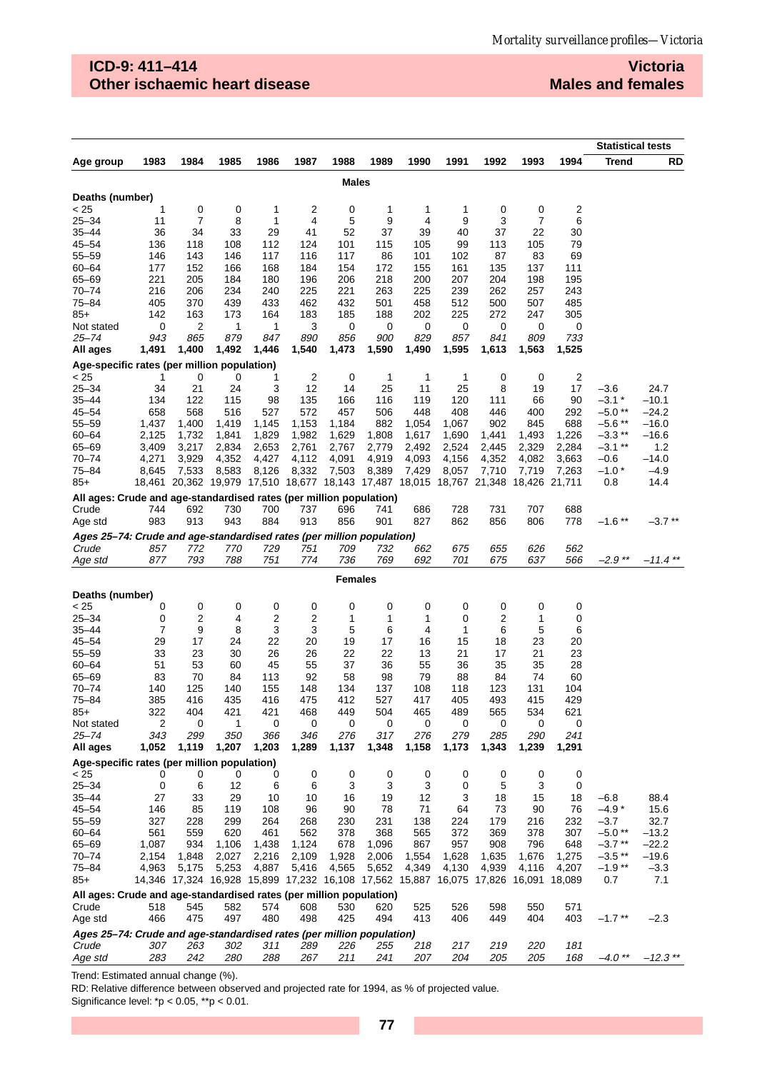**ICD-9: 411–414**
**Other ischaemic heart disease**

**Victoria**
**Males and females**

| Age group | 1983 | 1984 | 1985 | 1986 | 1987 | 1988 | 1989 | 1990 | 1991 | 1992 | 1993 | 1994 | Statistical tests Trend | RD |
|---|---|---|---|---|---|---|---|---|---|---|---|---|---|---|
| | | | | | | **Males** | | | | | | | | |
| **Deaths (number)** | | | | | | | | | | | | | | |
| < 25 | 1 | 0 | 0 | 1 | 2 | 0 | 1 | 1 | 1 | 0 | 0 | 2 | | |
| 25–34 | 11 | 7 | 8 | 1 | 4 | 5 | 9 | 4 | 9 | 3 | 7 | 6 | | |
| 35–44 | 36 | 34 | 33 | 29 | 41 | 52 | 37 | 39 | 40 | 37 | 22 | 30 | | |
| 45–54 | 136 | 118 | 108 | 112 | 124 | 101 | 115 | 105 | 99 | 113 | 105 | 79 | | |
| 55–59 | 146 | 143 | 146 | 117 | 116 | 117 | 86 | 101 | 102 | 87 | 83 | 69 | | |
| 60–64 | 177 | 152 | 166 | 168 | 184 | 154 | 172 | 155 | 161 | 135 | 137 | 111 | | |
| 65–69 | 221 | 205 | 184 | 180 | 196 | 206 | 218 | 200 | 207 | 204 | 198 | 195 | | |
| 70–74 | 216 | 206 | 234 | 240 | 225 | 221 | 263 | 225 | 239 | 262 | 257 | 243 | | |
| 75–84 | 405 | 370 | 439 | 433 | 462 | 432 | 501 | 458 | 512 | 500 | 507 | 485 | | |
| 85+ | 142 | 163 | 173 | 164 | 183 | 185 | 188 | 202 | 225 | 272 | 247 | 305 | | |
| Not stated | 0 | 2 | 1 | 1 | 3 | 0 | 0 | 0 | 0 | 0 | 0 | 0 | | |
| *25–74* | *943* | *865* | *879* | *847* | *890* | *856* | *900* | *829* | *857* | *841* | *809* | *733* | | |
| **All ages** | **1,491** | **1,400** | **1,492** | **1,446** | **1,540** | **1,473** | **1,590** | **1,490** | **1,595** | **1,613** | **1,563** | **1,525** | | |
| **Age-specific rates (per million population)** | | | | | | | | | | | | | | |
| < 25 | 1 | 0 | 0 | 1 | 2 | 0 | 1 | 1 | 1 | 0 | 0 | 2 | | |
| 25–34 | 34 | 21 | 24 | 3 | 12 | 14 | 25 | 11 | 25 | 8 | 19 | 17 | –3.6 | 24.7 |
| 35–44 | 134 | 122 | 115 | 98 | 135 | 166 | 116 | 119 | 120 | 111 | 66 | 90 | –3.1 * | –10.1 |
| 45–54 | 658 | 568 | 516 | 527 | 572 | 457 | 506 | 448 | 408 | 446 | 400 | 292 | –5.0 ** | –24.2 |
| 55–59 | 1,437 | 1,400 | 1,419 | 1,145 | 1,153 | 1,184 | 882 | 1,054 | 1,067 | 902 | 845 | 688 | –5.6 ** | –16.0 |
| 60–64 | 2,125 | 1,732 | 1,841 | 1,829 | 1,982 | 1,629 | 1,808 | 1,617 | 1,690 | 1,441 | 1,493 | 1,226 | –3.3 ** | –16.6 |
| 65–69 | 3,409 | 3,217 | 2,834 | 2,653 | 2,761 | 2,767 | 2,779 | 2,492 | 2,524 | 2,445 | 2,329 | 2,284 | –3.1 ** | 1.2 |
| 70–74 | 4,271 | 3,929 | 4,352 | 4,427 | 4,112 | 4,091 | 4,919 | 4,093 | 4,156 | 4,352 | 4,082 | 3,663 | –0.6 | –14.0 |
| 75–84 | 8,645 | 7,533 | 8,583 | 8,126 | 8,332 | 7,503 | 8,389 | 7,429 | 8,057 | 7,710 | 7,719 | 7,263 | –1.0 * | –4.9 |
| 85+ | 18,461 | 20,362 | 19,979 | 17,510 | 18,677 | 18,143 | 17,487 | 18,015 | 18,767 | 21,348 | 18,426 | 21,711 | 0.8 | 14.4 |
| **All ages: Crude and age-standardised rates (per million population)** | | | | | | | | | | | | | | |
| Crude | 744 | 692 | 730 | 700 | 737 | 696 | 741 | 686 | 728 | 731 | 707 | 688 | | |
| Age std | 983 | 913 | 943 | 884 | 913 | 856 | 901 | 827 | 862 | 856 | 806 | 778 | –1.6 ** | –3.7 ** |
| ***Ages 25–74: Crude and age-standardised rates (per million population)*** | | | | | | | | | | | | | | |
| *Crude* | *857* | *772* | *770* | *729* | *751* | *709* | *732* | *662* | *675* | *655* | *626* | *562* | | |
| *Age std* | *877* | *793* | *788* | *751* | *774* | *736* | *769* | *692* | *701* | *675* | *637* | *566* | *–2.9 ** * | *–11.4 ** * |
| | | | | | | **Females** | | | | | | | | |
| **Deaths (number)** | | | | | | | | | | | | | | |
| < 25 | 0 | 0 | 0 | 0 | 0 | 0 | 0 | 0 | 0 | 0 | 0 | 0 | | |
| 25–34 | 0 | 2 | 4 | 2 | 2 | 1 | 1 | 1 | 0 | 2 | 1 | 0 | | |
| 35–44 | 7 | 9 | 8 | 3 | 3 | 5 | 6 | 4 | 1 | 6 | 5 | 6 | | |
| 45–54 | 29 | 17 | 24 | 22 | 20 | 19 | 17 | 16 | 15 | 18 | 23 | 20 | | |
| 55–59 | 33 | 23 | 30 | 26 | 26 | 22 | 22 | 13 | 21 | 17 | 21 | 23 | | |
| 60–64 | 51 | 53 | 60 | 45 | 55 | 37 | 36 | 55 | 36 | 35 | 35 | 28 | | |
| 65–69 | 83 | 70 | 84 | 113 | 92 | 58 | 98 | 79 | 88 | 84 | 74 | 60 | | |
| 70–74 | 140 | 125 | 140 | 155 | 148 | 134 | 137 | 108 | 118 | 123 | 131 | 104 | | |
| 75–84 | 385 | 416 | 435 | 416 | 475 | 412 | 527 | 417 | 405 | 493 | 415 | 429 | | |
| 85+ | 322 | 404 | 421 | 421 | 468 | 449 | 504 | 465 | 489 | 565 | 534 | 621 | | |
| Not stated | 2 | 0 | 1 | 0 | 0 | 0 | 0 | 0 | 0 | 0 | 0 | 0 | | |
| *25–74* | *343* | *299* | *350* | *366* | *346* | *276* | *317* | *276* | *279* | *285* | *290* | *241* | | |
| **All ages** | **1,052** | **1,119** | **1,207** | **1,203** | **1,289** | **1,137** | **1,348** | **1,158** | **1,173** | **1,343** | **1,239** | **1,291** | | |
| **Age-specific rates (per million population)** | | | | | | | | | | | | | | |
| < 25 | 0 | 0 | 0 | 0 | 0 | 0 | 0 | 0 | 0 | 0 | 0 | 0 | | |
| 25–34 | 0 | 6 | 12 | 6 | 6 | 3 | 3 | 3 | 0 | 5 | 3 | 0 | | |
| 35–44 | 27 | 33 | 29 | 10 | 10 | 16 | 19 | 12 | 3 | 18 | 15 | 18 | –6.8 | 88.4 |
| 45–54 | 146 | 85 | 119 | 108 | 96 | 90 | 78 | 71 | 64 | 73 | 90 | 76 | –4.9 * | 15.6 |
| 55–59 | 327 | 228 | 299 | 264 | 268 | 230 | 231 | 138 | 224 | 179 | 216 | 232 | –3.7 | 32.7 |
| 60–64 | 561 | 559 | 620 | 461 | 562 | 378 | 368 | 565 | 372 | 369 | 378 | 307 | –5.0 ** | –13.2 |
| 65–69 | 1,087 | 934 | 1,106 | 1,438 | 1,124 | 678 | 1,096 | 867 | 957 | 908 | 796 | 648 | –3.7 ** | –22.2 |
| 70–74 | 2,154 | 1,848 | 2,027 | 2,216 | 2,109 | 1,928 | 2,006 | 1,554 | 1,628 | 1,635 | 1,676 | 1,275 | –3.5 ** | –19.6 |
| 75–84 | 4,963 | 5,175 | 5,253 | 4,887 | 5,416 | 4,565 | 5,652 | 4,349 | 4,130 | 4,939 | 4,116 | 4,207 | –1.9 ** | –3.3 |
| 85+ | 14,346 | 17,324 | 16,928 | 15,899 | 17,232 | 16,108 | 17,562 | 15,887 | 16,075 | 17,826 | 16,091 | 18,089 | 0.7 | 7.1 |
| **All ages: Crude and age-standardised rates (per million population)** | | | | | | | | | | | | | | |
| Crude | 518 | 545 | 582 | 574 | 608 | 530 | 620 | 525 | 526 | 598 | 550 | 571 | | |
| Age std | 466 | 475 | 497 | 480 | 498 | 425 | 494 | 413 | 406 | 449 | 404 | 403 | –1.7 ** | –2.3 |
| ***Ages 25–74: Crude and age-standardised rates (per million population)*** | | | | | | | | | | | | | | |
| *Crude* | *307* | *263* | *302* | *311* | *289* | *226* | *255* | *218* | *217* | *219* | *220* | *181* | | |
| *Age std* | *283* | *242* | *280* | *288* | *267* | *211* | *241* | *207* | *204* | *205* | *205* | *168* | *–4.0 ** * | *–12.3 ** * |

Trend: Estimated annual change (%).

RD: Relative difference between observed and projected rate for 1994, as % of projected value.

Significance level: *p < 0.05, **p < 0.01.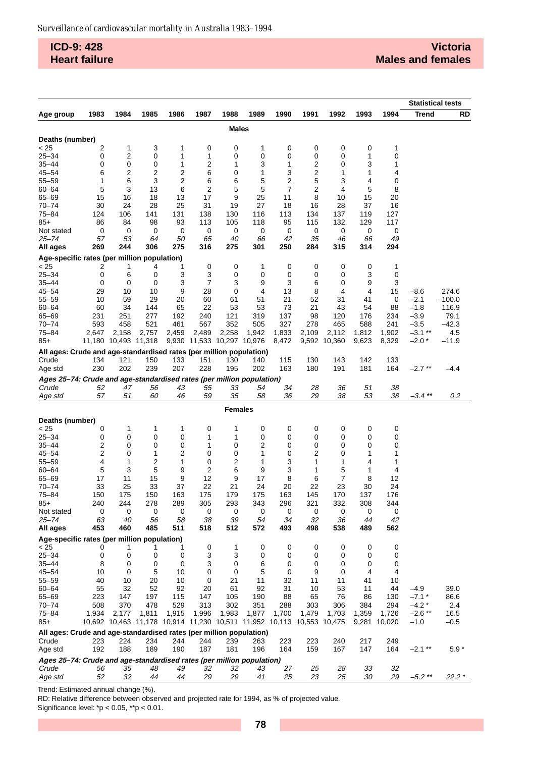## ICD-9: 428 Heart failure

## Victoria Males and females

| Age group | 1983 | 1984 | 1985 | 1986 | 1987 | 1988 | 1989 | 1990 | 1991 | 1992 | 1993 | 1994 | Trend | RD |
|---|---|---|---|---|---|---|---|---|---|---|---|---|---|---|
| **Males** | | | | | | | | | | | | | | |
| **Deaths (number)** | | | | | | | | | | | | | | |
| < 25 | 2 | 1 | 3 | 1 | 0 | 0 | 1 | 0 | 0 | 0 | 0 | 1 | | |
| 25–34 | 0 | 2 | 0 | 1 | 1 | 0 | 0 | 0 | 0 | 0 | 1 | 0 | | |
| 35–44 | 0 | 0 | 0 | 1 | 2 | 1 | 3 | 1 | 2 | 0 | 3 | 1 | | |
| 45–54 | 6 | 2 | 2 | 2 | 6 | 0 | 1 | 3 | 2 | 1 | 1 | 4 | | |
| 55–59 | 1 | 6 | 3 | 2 | 6 | 6 | 5 | 2 | 5 | 3 | 4 | 0 | | |
| 60–64 | 5 | 3 | 13 | 6 | 2 | 5 | 5 | 7 | 2 | 4 | 5 | 8 | | |
| 65–69 | 15 | 16 | 18 | 13 | 17 | 9 | 25 | 11 | 8 | 10 | 15 | 20 | | |
| 70–74 | 30 | 24 | 28 | 25 | 31 | 19 | 27 | 18 | 16 | 28 | 37 | 16 | | |
| 75–84 | 124 | 106 | 141 | 131 | 138 | 130 | 116 | 113 | 134 | 137 | 119 | 127 | | |
| 85+ | 86 | 84 | 98 | 93 | 113 | 105 | 118 | 95 | 115 | 132 | 129 | 117 | | |
| Not stated | 0 | 0 | 0 | 0 | 0 | 0 | 0 | 0 | 0 | 0 | 0 | 0 | | |
| *25–74* | *57* | *53* | *64* | *50* | *65* | *40* | *66* | *42* | *35* | *46* | *66* | *49* | | |
| **All ages** | **269** | **244** | **306** | **275** | **316** | **275** | **301** | **250** | **284** | **315** | **314** | **294** | | |
| **Age-specific rates (per million population)** | | | | | | | | | | | | | | |
| < 25 | 2 | 1 | 4 | 1 | 0 | 0 | 1 | 0 | 0 | 0 | 0 | 1 | | |
| 25–34 | 0 | 6 | 0 | 3 | 3 | 0 | 0 | 0 | 0 | 0 | 3 | 0 | | |
| 35–44 | 0 | 0 | 0 | 3 | 7 | 3 | 9 | 3 | 6 | 0 | 9 | 3 | | |
| 45–54 | 29 | 10 | 10 | 9 | 28 | 0 | 4 | 13 | 8 | 4 | 4 | 15 | –8.6 | 274.6 |
| 55–59 | 10 | 59 | 29 | 20 | 60 | 61 | 51 | 21 | 52 | 31 | 41 | 0 | –2.1 | –100.0 |
| 60–64 | 60 | 34 | 144 | 65 | 22 | 53 | 53 | 73 | 21 | 43 | 54 | 88 | –1.8 | 116.9 |
| 65–69 | 231 | 251 | 277 | 192 | 240 | 121 | 319 | 137 | 98 | 120 | 176 | 234 | –3.9 | 79.1 |
| 70–74 | 593 | 458 | 521 | 461 | 567 | 352 | 505 | 327 | 278 | 465 | 588 | 241 | –3.5 | –42.3 |
| 75–84 | 2,647 | 2,158 | 2,757 | 2,459 | 2,489 | 2,258 | 1,942 | 1,833 | 2,109 | 2,112 | 1,812 | 1,902 | –3.1 ** | 4.5 |
| 85+ | 11,180 | 10,493 | 11,318 | 9,930 | 11,533 | 10,297 | 10,976 | 8,472 | 9,592 | 10,360 | 9,623 | 8,329 | –2.0 * | –11.9 |
| **All ages: Crude and age-standardised rates (per million population)** | | | | | | | | | | | | | | |
| Crude | 134 | 121 | 150 | 133 | 151 | 130 | 140 | 115 | 130 | 143 | 142 | 133 | | |
| Age std | 230 | 202 | 239 | 207 | 228 | 195 | 202 | 163 | 180 | 191 | 181 | 164 | –2.7 ** | –4.4 |
| ***Ages 25–74: Crude and age-standardised rates (per million population)*** | | | | | | | | | | | | | | |
| *Crude* | *52* | *47* | *56* | *43* | *55* | *33* | *54* | *34* | *28* | *36* | *51* | *38* | | |
| *Age std* | *57* | *51* | *60* | *46* | *59* | *35* | *58* | *36* | *29* | *38* | *53* | *38* | *–3.4 ** | *0.2* |
| **Females** | | | | | | | | | | | | | | |
| **Deaths (number)** | | | | | | | | | | | | | | |
| < 25 | 0 | 1 | 1 | 1 | 0 | 1 | 0 | 0 | 0 | 0 | 0 | 0 | | |
| 25–34 | 0 | 0 | 0 | 0 | 1 | 1 | 0 | 0 | 0 | 0 | 0 | 0 | | |
| 35–44 | 2 | 0 | 0 | 0 | 1 | 0 | 2 | 0 | 0 | 0 | 0 | 0 | | |
| 45–54 | 2 | 0 | 1 | 2 | 0 | 0 | 1 | 0 | 2 | 0 | 1 | 1 | | |
| 55–59 | 4 | 1 | 2 | 1 | 0 | 2 | 1 | 3 | 1 | 1 | 4 | 1 | | |
| 60–64 | 5 | 3 | 5 | 9 | 2 | 6 | 9 | 3 | 1 | 5 | 1 | 4 | | |
| 65–69 | 17 | 11 | 15 | 9 | 12 | 9 | 17 | 8 | 6 | 7 | 8 | 12 | | |
| 70–74 | 33 | 25 | 33 | 37 | 22 | 21 | 24 | 20 | 22 | 23 | 30 | 24 | | |
| 75–84 | 150 | 175 | 150 | 163 | 175 | 179 | 175 | 163 | 145 | 170 | 137 | 176 | | |
| 85+ | 240 | 244 | 278 | 289 | 305 | 293 | 343 | 296 | 321 | 332 | 308 | 344 | | |
| Not stated | 0 | 0 | 0 | 0 | 0 | 0 | 0 | 0 | 0 | 0 | 0 | 0 | | |
| *25–74* | *63* | *40* | *56* | *58* | *38* | *39* | *54* | *34* | *32* | *36* | *44* | *42* | | |
| **All ages** | **453** | **460** | **485** | **511** | **518** | **512** | **572** | **493** | **498** | **538** | **489** | **562** | | |
| **Age-specific rates (per million population)** | | | | | | | | | | | | | | |
| < 25 | 0 | 1 | 1 | 1 | 0 | 1 | 0 | 0 | 0 | 0 | 0 | 0 | | |
| 25–34 | 0 | 0 | 0 | 0 | 3 | 3 | 0 | 0 | 0 | 0 | 0 | 0 | | |
| 35–44 | 8 | 0 | 0 | 0 | 3 | 0 | 6 | 0 | 0 | 0 | 0 | 0 | | |
| 45–54 | 10 | 0 | 5 | 10 | 0 | 0 | 5 | 0 | 9 | 0 | 4 | 4 | | |
| 55–59 | 40 | 10 | 20 | 10 | 0 | 21 | 11 | 32 | 11 | 11 | 41 | 10 | | |
| 60–64 | 55 | 32 | 52 | 92 | 20 | 61 | 92 | 31 | 10 | 53 | 11 | 44 | –4.9 | 39.0 |
| 65–69 | 223 | 147 | 197 | 115 | 147 | 105 | 190 | 88 | 65 | 76 | 86 | 130 | –7.1 * | 86.6 |
| 70–74 | 508 | 370 | 478 | 529 | 313 | 302 | 351 | 288 | 303 | 306 | 384 | 294 | –4.2 * | 2.4 |
| 75–84 | 1,934 | 2,177 | 1,811 | 1,915 | 1,996 | 1,983 | 1,877 | 1,700 | 1,479 | 1,703 | 1,359 | 1,726 | –2.6 ** | 16.5 |
| 85+ | 10,692 | 10,463 | 11,178 | 10,914 | 11,230 | 10,511 | 11,952 | 10,113 | 10,553 | 10,475 | 9,281 | 10,020 | –1.0 | –0.5 |
| **All ages: Crude and age-standardised rates (per million population)** | | | | | | | | | | | | | | |
| Crude | 223 | 224 | 234 | 244 | 244 | 239 | 263 | 223 | 223 | 240 | 217 | 249 | | |
| Age std | 192 | 188 | 189 | 190 | 187 | 181 | 196 | 164 | 159 | 167 | 147 | 164 | –2.1 ** | 5.9 * |
| ***Ages 25–74: Crude and age-standardised rates (per million population)*** | | | | | | | | | | | | | | |
| *Crude* | *56* | *35* | *48* | *49* | *32* | *32* | *43* | *27* | *25* | *28* | *33* | *32* | | |
| *Age std* | *52* | *32* | *44* | *44* | *29* | *29* | *41* | *25* | *23* | *25* | *30* | *29* | *–5.2 ** | *22.2 ** |

Statistical tests: Trend, RD

Trend: Estimated annual change (%).

RD: Relative difference between observed and projected rate for 1994, as % of projected value.

Significance level: *p < 0.05, **p < 0.01.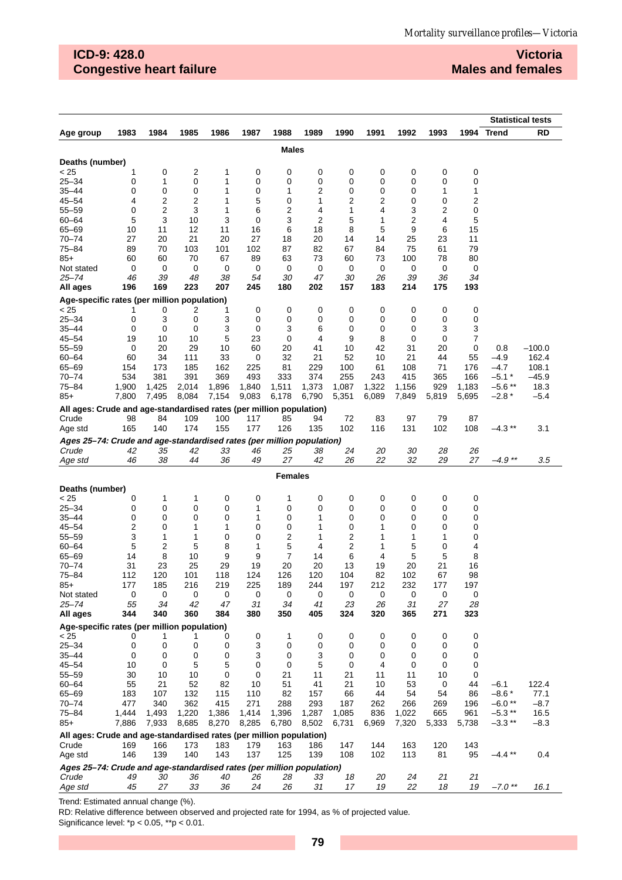**ICD-9: 428.0**
**Congestive heart failure**

**Victoria**
**Males and females**

| Age group | 1983 | 1984 | 1985 | 1986 | 1987 | 1988 | 1989 | 1990 | 1991 | 1992 | 1993 | 1994 | Trend | RD |
|---|---|---|---|---|---|---|---|---|---|---|---|---|---|---|
| **Males** | | | | | | | | | | | | | | |
| **Deaths (number)** | | | | | | | | | | | | | | |
| < 25 | 1 | 0 | 2 | 1 | 0 | 0 | 0 | 0 | 0 | 0 | 0 | 0 | | |
| 25–34 | 0 | 1 | 0 | 1 | 0 | 0 | 0 | 0 | 0 | 0 | 0 | 0 | | |
| 35–44 | 0 | 0 | 0 | 1 | 0 | 1 | 2 | 0 | 0 | 0 | 1 | 1 | | |
| 45–54 | 4 | 2 | 2 | 1 | 5 | 0 | 1 | 2 | 2 | 0 | 0 | 2 | | |
| 55–59 | 0 | 2 | 3 | 1 | 6 | 2 | 4 | 1 | 4 | 3 | 2 | 0 | | |
| 60–64 | 5 | 3 | 10 | 3 | 0 | 3 | 2 | 5 | 1 | 2 | 4 | 5 | | |
| 65–69 | 10 | 11 | 12 | 11 | 16 | 6 | 18 | 8 | 5 | 9 | 6 | 15 | | |
| 70–74 | 27 | 20 | 21 | 20 | 27 | 18 | 20 | 14 | 14 | 25 | 23 | 11 | | |
| 75–84 | 89 | 70 | 103 | 101 | 102 | 87 | 82 | 67 | 84 | 75 | 61 | 79 | | |
| 85+ | 60 | 60 | 70 | 67 | 89 | 63 | 73 | 60 | 73 | 100 | 78 | 80 | | |
| Not stated | 0 | 0 | 0 | 0 | 0 | 0 | 0 | 0 | 0 | 0 | 0 | 0 | | |
| *25–74* | *46* | *39* | *48* | *38* | *54* | *30* | *47* | *30* | *26* | *39* | *36* | *34* | | |
| **All ages** | **196** | **169** | **223** | **207** | **245** | **180** | **202** | **157** | **183** | **214** | **175** | **193** | | |
| **Age-specific rates (per million population)** | | | | | | | | | | | | | | |
| < 25 | 1 | 0 | 2 | 1 | 0 | 0 | 0 | 0 | 0 | 0 | 0 | 0 | | |
| 25–34 | 0 | 3 | 0 | 3 | 0 | 0 | 0 | 0 | 0 | 0 | 0 | 0 | | |
| 35–44 | 0 | 0 | 0 | 3 | 0 | 3 | 6 | 0 | 0 | 0 | 3 | 3 | | |
| 45–54 | 19 | 10 | 10 | 5 | 23 | 0 | 4 | 9 | 8 | 0 | 0 | 7 | | |
| 55–59 | 0 | 20 | 29 | 10 | 60 | 20 | 41 | 10 | 42 | 31 | 20 | 0 | 0.8 | –100.0 |
| 60–64 | 60 | 34 | 111 | 33 | 0 | 32 | 21 | 52 | 10 | 21 | 44 | 55 | –4.9 | 162.4 |
| 65–69 | 154 | 173 | 185 | 162 | 225 | 81 | 229 | 100 | 61 | 108 | 71 | 176 | –4.7 | 108.1 |
| 70–74 | 534 | 381 | 391 | 369 | 493 | 333 | 374 | 255 | 243 | 415 | 365 | 166 | –5.1 * | –45.9 |
| 75–84 | 1,900 | 1,425 | 2,014 | 1,896 | 1,840 | 1,511 | 1,373 | 1,087 | 1,322 | 1,156 | 929 | 1,183 | –5.6 ** | 18.3 |
| 85+ | 7,800 | 7,495 | 8,084 | 7,154 | 9,083 | 6,178 | 6,790 | 5,351 | 6,089 | 7,849 | 5,819 | 5,695 | –2.8 * | –5.4 |
| **All ages: Crude and age-standardised rates (per million population)** | | | | | | | | | | | | | | |
| Crude | 98 | 84 | 109 | 100 | 117 | 85 | 94 | 72 | 83 | 97 | 79 | 87 | | |
| Age std | 165 | 140 | 174 | 155 | 177 | 126 | 135 | 102 | 116 | 131 | 102 | 108 | –4.3 ** | 3.1 |
| ***Ages 25–74: Crude and age-standardised rates (per million population)*** | | | | | | | | | | | | | | |
| *Crude* | *42* | *35* | *42* | *33* | *46* | *25* | *38* | *24* | *20* | *30* | *28* | *26* | | |
| *Age std* | *46* | *38* | *44* | *36* | *49* | *27* | *42* | *26* | *22* | *32* | *29* | *27* | *–4.9 \*\** | *3.5* |
| **Females** | | | | | | | | | | | | | | |
| **Deaths (number)** | | | | | | | | | | | | | | |
| < 25 | 0 | 1 | 1 | 0 | 0 | 1 | 0 | 0 | 0 | 0 | 0 | 0 | | |
| 25–34 | 0 | 0 | 0 | 0 | 1 | 0 | 0 | 0 | 0 | 0 | 0 | 0 | | |
| 35–44 | 0 | 0 | 0 | 0 | 1 | 0 | 1 | 0 | 0 | 0 | 0 | 0 | | |
| 45–54 | 2 | 0 | 1 | 1 | 0 | 0 | 1 | 0 | 1 | 0 | 0 | 0 | | |
| 55–59 | 3 | 1 | 1 | 0 | 0 | 2 | 1 | 2 | 1 | 1 | 1 | 0 | | |
| 60–64 | 5 | 2 | 5 | 8 | 1 | 5 | 4 | 2 | 1 | 5 | 0 | 4 | | |
| 65–69 | 14 | 8 | 10 | 9 | 9 | 7 | 14 | 6 | 4 | 5 | 5 | 8 | | |
| 70–74 | 31 | 23 | 25 | 29 | 19 | 20 | 20 | 13 | 19 | 20 | 21 | 16 | | |
| 75–84 | 112 | 120 | 101 | 118 | 124 | 126 | 120 | 104 | 82 | 102 | 67 | 98 | | |
| 85+ | 177 | 185 | 216 | 219 | 225 | 189 | 244 | 197 | 212 | 232 | 177 | 197 | | |
| Not stated | 0 | 0 | 0 | 0 | 0 | 0 | 0 | 0 | 0 | 0 | 0 | 0 | | |
| *25–74* | *55* | *34* | *42* | *47* | *31* | *34* | *41* | *23* | *26* | *31* | *27* | *28* | | |
| **All ages** | **344** | **340** | **360** | **384** | **380** | **350** | **405** | **324** | **320** | **365** | **271** | **323** | | |
| **Age-specific rates (per million population)** | | | | | | | | | | | | | | |
| < 25 | 0 | 1 | 1 | 0 | 0 | 1 | 0 | 0 | 0 | 0 | 0 | 0 | | |
| 25–34 | 0 | 0 | 0 | 0 | 3 | 0 | 0 | 0 | 0 | 0 | 0 | 0 | | |
| 35–44 | 0 | 0 | 0 | 0 | 3 | 0 | 3 | 0 | 0 | 0 | 0 | 0 | | |
| 45–54 | 10 | 0 | 5 | 5 | 0 | 0 | 5 | 0 | 4 | 0 | 0 | 0 | | |
| 55–59 | 30 | 10 | 10 | 0 | 0 | 21 | 11 | 21 | 11 | 11 | 10 | 0 | | |
| 60–64 | 55 | 21 | 52 | 82 | 10 | 51 | 41 | 21 | 10 | 53 | 0 | 44 | –6.1 | 122.4 |
| 65–69 | 183 | 107 | 132 | 115 | 110 | 82 | 157 | 66 | 44 | 54 | 54 | 86 | –8.6 * | 77.1 |
| 70–74 | 477 | 340 | 362 | 415 | 271 | 288 | 293 | 187 | 262 | 266 | 269 | 196 | –6.0 ** | –8.7 |
| 75–84 | 1,444 | 1,493 | 1,220 | 1,386 | 1,414 | 1,396 | 1,287 | 1,085 | 836 | 1,022 | 665 | 961 | –5.3 ** | 16.5 |
| 85+ | 7,886 | 7,933 | 8,685 | 8,270 | 8,285 | 6,780 | 8,502 | 6,731 | 6,969 | 7,320 | 5,333 | 5,738 | –3.3 ** | –8.3 |
| **All ages: Crude and age-standardised rates (per million population)** | | | | | | | | | | | | | | |
| Crude | 169 | 166 | 173 | 183 | 179 | 163 | 186 | 147 | 144 | 163 | 120 | 143 | | |
| Age std | 146 | 139 | 140 | 143 | 137 | 125 | 139 | 108 | 102 | 113 | 81 | 95 | –4.4 ** | 0.4 |
| ***Ages 25–74: Crude and age-standardised rates (per million population)*** | | | | | | | | | | | | | | |
| *Crude* | *49* | *30* | *36* | *40* | *26* | *28* | *33* | *18* | *20* | *24* | *21* | *21* | | |
| *Age std* | *45* | *27* | *33* | *36* | *24* | *26* | *31* | *17* | *19* | *22* | *18* | *19* | *–7.0 \*\** | *16.1* |

Statistical tests: Trend, RD

Trend: Estimated annual change (%).
RD: Relative difference between observed and projected rate for 1994, as % of projected value.
Significance level: *p < 0.05, **p < 0.01.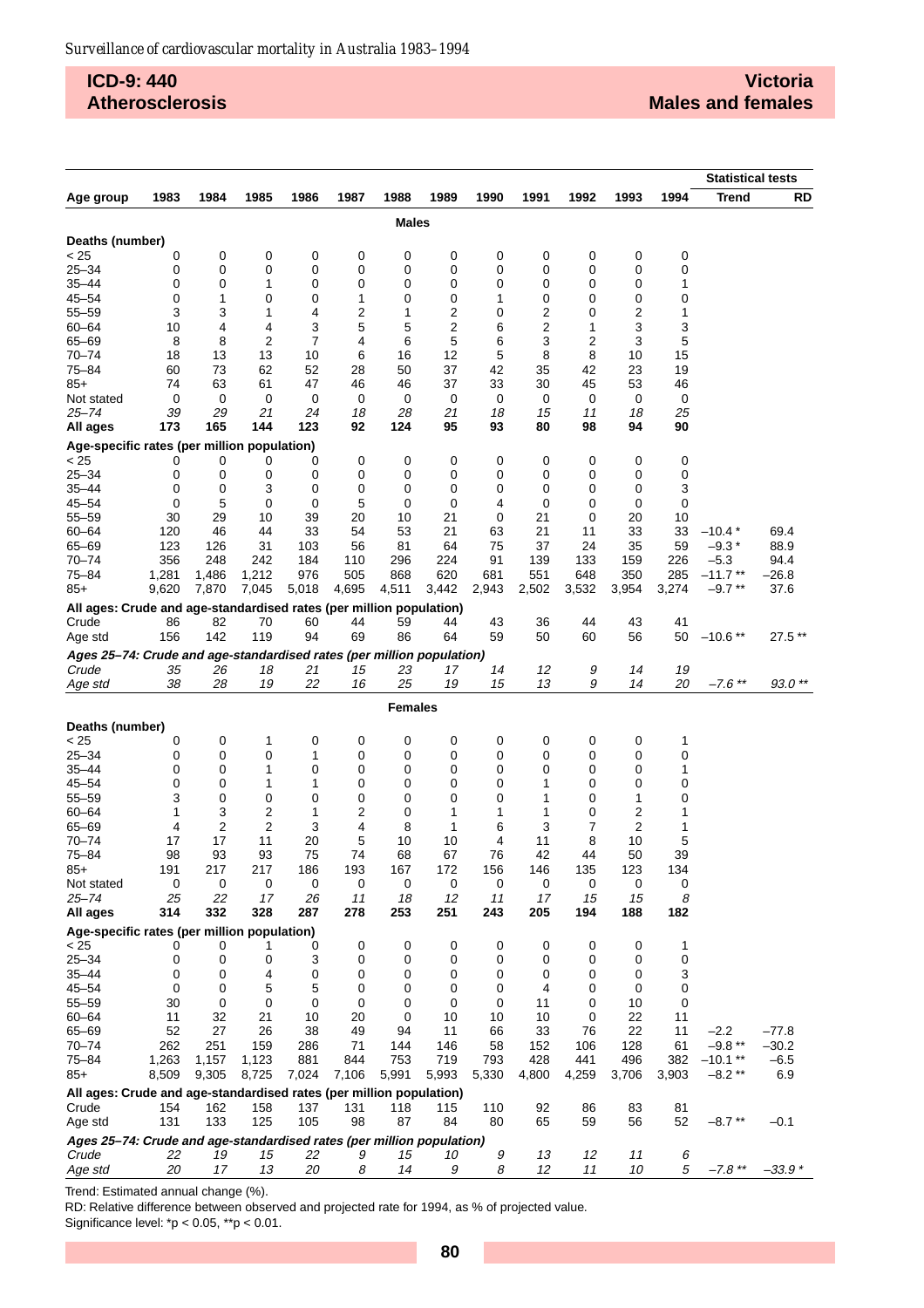**ICD-9: 440**
**Atherosclerosis**

**Victoria**
**Males and females**

| Age group | 1983 | 1984 | 1985 | 1986 | 1987 | 1988 | 1989 | 1990 | 1991 | 1992 | 1993 | 1994 | Statistical tests: Trend | RD |
|---|---|---|---|---|---|---|---|---|---|---|---|---|---|---|
| | | | | | | **Males** | | | | | | | | |
| **Deaths (number)** | | | | | | | | | | | | | | |
| < 25 | 0 | 0 | 0 | 0 | 0 | 0 | 0 | 0 | 0 | 0 | 0 | 0 | | |
| 25–34 | 0 | 0 | 0 | 0 | 0 | 0 | 0 | 0 | 0 | 0 | 0 | 0 | | |
| 35–44 | 0 | 0 | 1 | 0 | 0 | 0 | 0 | 0 | 0 | 0 | 0 | 1 | | |
| 45–54 | 0 | 1 | 0 | 0 | 1 | 0 | 0 | 1 | 0 | 0 | 0 | 0 | | |
| 55–59 | 3 | 3 | 1 | 4 | 2 | 1 | 2 | 0 | 2 | 0 | 2 | 1 | | |
| 60–64 | 10 | 4 | 4 | 3 | 5 | 5 | 2 | 6 | 2 | 1 | 3 | 3 | | |
| 65–69 | 8 | 8 | 2 | 7 | 4 | 6 | 5 | 6 | 3 | 2 | 3 | 5 | | |
| 70–74 | 18 | 13 | 13 | 10 | 6 | 16 | 12 | 5 | 8 | 8 | 10 | 15 | | |
| 75–84 | 60 | 73 | 62 | 52 | 28 | 50 | 37 | 42 | 35 | 42 | 23 | 19 | | |
| 85+ | 74 | 63 | 61 | 47 | 46 | 46 | 37 | 33 | 30 | 45 | 53 | 46 | | |
| Not stated | 0 | 0 | 0 | 0 | 0 | 0 | 0 | 0 | 0 | 0 | 0 | 0 | | |
| *25–74* | *39* | *29* | *21* | *24* | *18* | *28* | *21* | *18* | *15* | *11* | *18* | *25* | | |
| **All ages** | **173** | **165** | **144** | **123** | **92** | **124** | **95** | **93** | **80** | **98** | **94** | **90** | | |
| **Age-specific rates (per million population)** | | | | | | | | | | | | | | |
| < 25 | 0 | 0 | 0 | 0 | 0 | 0 | 0 | 0 | 0 | 0 | 0 | 0 | | |
| 25–34 | 0 | 0 | 0 | 0 | 0 | 0 | 0 | 0 | 0 | 0 | 0 | 0 | | |
| 35–44 | 0 | 0 | 3 | 0 | 0 | 0 | 0 | 0 | 0 | 0 | 0 | 3 | | |
| 45–54 | 0 | 5 | 0 | 0 | 5 | 0 | 0 | 4 | 0 | 0 | 0 | 0 | | |
| 55–59 | 30 | 29 | 10 | 39 | 20 | 10 | 21 | 0 | 21 | 0 | 20 | 10 | | |
| 60–64 | 120 | 46 | 44 | 33 | 54 | 53 | 21 | 63 | 21 | 11 | 33 | 33 | –10.4 * | 69.4 |
| 65–69 | 123 | 126 | 31 | 103 | 56 | 81 | 64 | 75 | 37 | 24 | 35 | 59 | –9.3 * | 88.9 |
| 70–74 | 356 | 248 | 242 | 184 | 110 | 296 | 224 | 91 | 139 | 133 | 159 | 226 | –5.3 | 94.4 |
| 75–84 | 1,281 | 1,486 | 1,212 | 976 | 505 | 868 | 620 | 681 | 551 | 648 | 350 | 285 | –11.7 ** | –26.8 |
| 85+ | 9,620 | 7,870 | 7,045 | 5,018 | 4,695 | 4,511 | 3,442 | 2,943 | 2,502 | 3,532 | 3,954 | 3,274 | –9.7 ** | 37.6 |
| **All ages: Crude and age-standardised rates (per million population)** | | | | | | | | | | | | | | |
| Crude | 86 | 82 | 70 | 60 | 44 | 59 | 44 | 43 | 36 | 44 | 43 | 41 | | |
| Age std | 156 | 142 | 119 | 94 | 69 | 86 | 64 | 59 | 50 | 60 | 56 | 50 | –10.6 ** | 27.5 ** |
| ***Ages 25–74: Crude and age-standardised rates (per million population)*** | | | | | | | | | | | | | | |
| *Crude* | *35* | *26* | *18* | *21* | *15* | *23* | *17* | *14* | *12* | *9* | *14* | *19* | | |
| *Age std* | *38* | *28* | *19* | *22* | *16* | *25* | *19* | *15* | *13* | *9* | *14* | *20* | *–7.6 ** | *93.0 ** |
| | | | | | | **Females** | | | | | | | | |
| **Deaths (number)** | | | | | | | | | | | | | | |
| < 25 | 0 | 0 | 1 | 0 | 0 | 0 | 0 | 0 | 0 | 0 | 0 | 1 | | |
| 25–34 | 0 | 0 | 0 | 1 | 0 | 0 | 0 | 0 | 0 | 0 | 0 | 0 | | |
| 35–44 | 0 | 0 | 1 | 0 | 0 | 0 | 0 | 0 | 0 | 0 | 0 | 1 | | |
| 45–54 | 0 | 0 | 1 | 1 | 0 | 0 | 0 | 0 | 1 | 0 | 0 | 0 | | |
| 55–59 | 3 | 0 | 0 | 0 | 0 | 0 | 0 | 0 | 1 | 0 | 1 | 0 | | |
| 60–64 | 1 | 3 | 2 | 1 | 2 | 0 | 1 | 1 | 1 | 0 | 2 | 1 | | |
| 65–69 | 4 | 2 | 2 | 3 | 4 | 8 | 1 | 6 | 3 | 7 | 2 | 1 | | |
| 70–74 | 17 | 17 | 11 | 20 | 5 | 10 | 10 | 4 | 11 | 8 | 10 | 5 | | |
| 75–84 | 98 | 93 | 93 | 75 | 74 | 68 | 67 | 76 | 42 | 44 | 50 | 39 | | |
| 85+ | 191 | 217 | 217 | 186 | 193 | 167 | 172 | 156 | 146 | 135 | 123 | 134 | | |
| Not stated | 0 | 0 | 0 | 0 | 0 | 0 | 0 | 0 | 0 | 0 | 0 | 0 | | |
| *25–74* | *25* | *22* | *17* | *26* | *11* | *18* | *12* | *11* | *17* | *15* | *15* | *8* | | |
| **All ages** | **314** | **332** | **328** | **287** | **278** | **253** | **251** | **243** | **205** | **194** | **188** | **182** | | |
| **Age-specific rates (per million population)** | | | | | | | | | | | | | | |
| < 25 | 0 | 0 | 1 | 0 | 0 | 0 | 0 | 0 | 0 | 0 | 0 | 1 | | |
| 25–34 | 0 | 0 | 0 | 3 | 0 | 0 | 0 | 0 | 0 | 0 | 0 | 0 | | |
| 35–44 | 0 | 0 | 4 | 0 | 0 | 0 | 0 | 0 | 0 | 0 | 0 | 3 | | |
| 45–54 | 0 | 0 | 5 | 5 | 0 | 0 | 0 | 0 | 4 | 0 | 0 | 0 | | |
| 55–59 | 30 | 0 | 0 | 0 | 0 | 0 | 0 | 0 | 11 | 0 | 10 | 0 | | |
| 60–64 | 11 | 32 | 21 | 10 | 20 | 0 | 10 | 10 | 10 | 0 | 22 | 11 | | |
| 65–69 | 52 | 27 | 26 | 38 | 49 | 94 | 11 | 66 | 33 | 76 | 22 | 11 | –2.2 | –77.8 |
| 70–74 | 262 | 251 | 159 | 286 | 71 | 144 | 146 | 58 | 152 | 106 | 128 | 61 | –9.8 ** | –30.2 |
| 75–84 | 1,263 | 1,157 | 1,123 | 881 | 844 | 753 | 719 | 793 | 428 | 441 | 496 | 382 | –10.1 ** | –6.5 |
| 85+ | 8,509 | 9,305 | 8,725 | 7,024 | 7,106 | 5,991 | 5,993 | 5,330 | 4,800 | 4,259 | 3,706 | 3,903 | –8.2 ** | 6.9 |
| **All ages: Crude and age-standardised rates (per million population)** | | | | | | | | | | | | | | |
| Crude | 154 | 162 | 158 | 137 | 131 | 118 | 115 | 110 | 92 | 86 | 83 | 81 | | |
| Age std | 131 | 133 | 125 | 105 | 98 | 87 | 84 | 80 | 65 | 59 | 56 | 52 | –8.7 ** | –0.1 |
| ***Ages 25–74: Crude and age-standardised rates (per million population)*** | | | | | | | | | | | | | | |
| *Crude* | *22* | *19* | *15* | *22* | *9* | *15* | *10* | *9* | *13* | *12* | *11* | *6* | | |
| *Age std* | *20* | *17* | *13* | *20* | *8* | *14* | *9* | *8* | *12* | *11* | *10* | *5* | *–7.8 ** | *–33.9 * |

Trend: Estimated annual change (%).

RD: Relative difference between observed and projected rate for 1994, as % of projected value.

Significance level: *p < 0.05, **p < 0.01.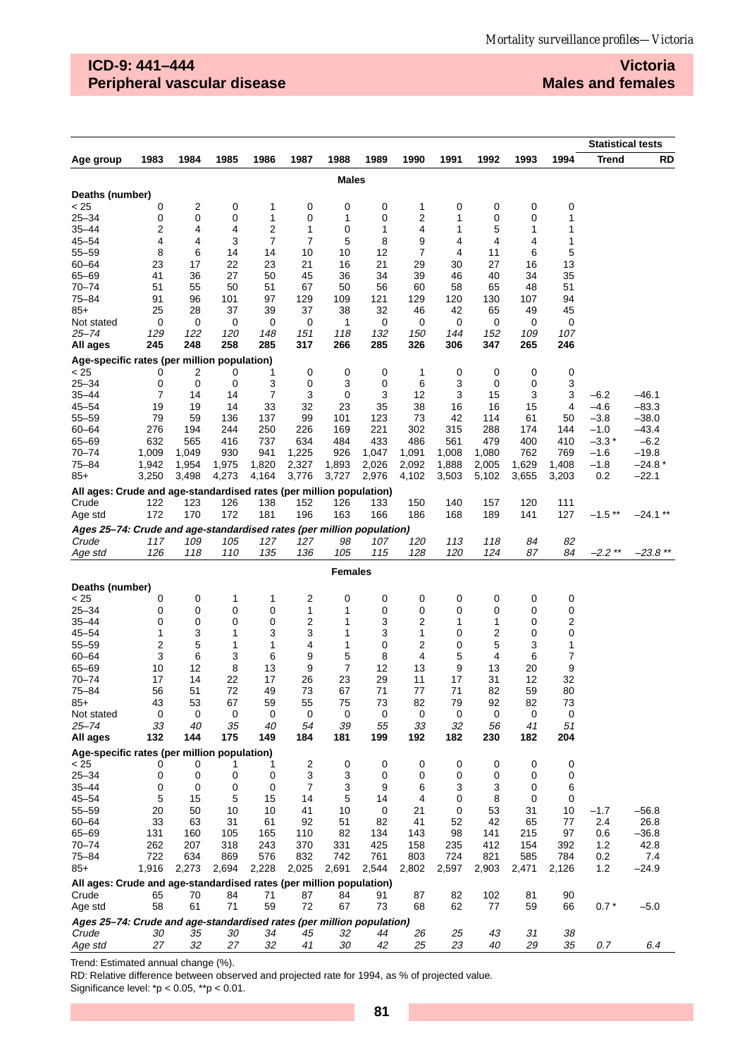## ICD-9: 441–444 Peripheral vascular disease

## Victoria Males and females

| Age group | 1983 | 1984 | 1985 | 1986 | 1987 | 1988 | 1989 | 1990 | 1991 | 1992 | 1993 | 1994 | Statistical tests: Trend | RD |
|---|---|---|---|---|---|---|---|---|---|---|---|---|---|---|
| **Males** | | | | | | | | | | | | | | |
| **Deaths (number)** | | | | | | | | | | | | | | |
| < 25 | 0 | 2 | 0 | 1 | 0 | 0 | 0 | 1 | 0 | 0 | 0 | 0 | | |
| 25–34 | 0 | 0 | 0 | 1 | 0 | 1 | 0 | 2 | 1 | 0 | 0 | 1 | | |
| 35–44 | 2 | 4 | 4 | 2 | 1 | 0 | 1 | 4 | 1 | 5 | 1 | 1 | | |
| 45–54 | 4 | 4 | 3 | 7 | 7 | 5 | 8 | 9 | 4 | 4 | 4 | 1 | | |
| 55–59 | 8 | 6 | 14 | 14 | 10 | 10 | 12 | 7 | 4 | 11 | 6 | 5 | | |
| 60–64 | 23 | 17 | 22 | 23 | 21 | 16 | 21 | 29 | 30 | 27 | 16 | 13 | | |
| 65–69 | 41 | 36 | 27 | 50 | 45 | 36 | 34 | 39 | 46 | 40 | 34 | 35 | | |
| 70–74 | 51 | 55 | 50 | 51 | 67 | 50 | 56 | 60 | 58 | 65 | 48 | 51 | | |
| 75–84 | 91 | 96 | 101 | 97 | 129 | 109 | 121 | 129 | 120 | 130 | 107 | 94 | | |
| 85+ | 25 | 28 | 37 | 39 | 37 | 38 | 32 | 46 | 42 | 65 | 49 | 45 | | |
| Not stated | 0 | 0 | 0 | 0 | 0 | 1 | 0 | 0 | 0 | 0 | 0 | 0 | | |
| *25–74* | *129* | *122* | *120* | *148* | *151* | *118* | *132* | *150* | *144* | *152* | *109* | *107* | | |
| **All ages** | **245** | **248** | **258** | **285** | **317** | **266** | **285** | **326** | **306** | **347** | **265** | **246** | | |
| **Age-specific rates (per million population)** | | | | | | | | | | | | | | |
| < 25 | 0 | 2 | 0 | 1 | 0 | 0 | 0 | 1 | 0 | 0 | 0 | 0 | | |
| 25–34 | 0 | 0 | 0 | 3 | 0 | 3 | 0 | 6 | 3 | 0 | 0 | 3 | | |
| 35–44 | 7 | 14 | 14 | 7 | 3 | 0 | 3 | 12 | 3 | 15 | 3 | 3 | –6.2 | –46.1 |
| 45–54 | 19 | 19 | 14 | 33 | 32 | 23 | 35 | 38 | 16 | 16 | 15 | 4 | –4.6 | –83.3 |
| 55–59 | 79 | 59 | 136 | 137 | 99 | 101 | 123 | 73 | 42 | 114 | 61 | 50 | –3.8 | –38.0 |
| 60–64 | 276 | 194 | 244 | 250 | 226 | 169 | 221 | 302 | 315 | 288 | 174 | 144 | –1.0 | –43.4 |
| 65–69 | 632 | 565 | 416 | 737 | 634 | 484 | 433 | 486 | 561 | 479 | 400 | 410 | –3.3 * | –6.2 |
| 70–74 | 1,009 | 1,049 | 930 | 941 | 1,225 | 926 | 1,047 | 1,091 | 1,008 | 1,080 | 762 | 769 | –1.6 | –19.8 |
| 75–84 | 1,942 | 1,954 | 1,975 | 1,820 | 2,327 | 1,893 | 2,026 | 2,092 | 1,888 | 2,005 | 1,629 | 1,408 | –1.8 | –24.8 * |
| 85+ | 3,250 | 3,498 | 4,273 | 4,164 | 3,776 | 3,727 | 2,976 | 4,102 | 3,503 | 5,102 | 3,655 | 3,203 | 0.2 | –22.1 |
| **All ages: Crude and age-standardised rates (per million population)** | | | | | | | | | | | | | | |
| Crude | 122 | 123 | 126 | 138 | 152 | 126 | 133 | 150 | 140 | 157 | 120 | 111 | | |
| Age std | 172 | 170 | 172 | 181 | 196 | 163 | 166 | 186 | 168 | 189 | 141 | 127 | –1.5 ** | –24.1 ** |
| ***Ages 25–74: Crude and age-standardised rates (per million population)*** | | | | | | | | | | | | | | |
| *Crude* | *117* | *109* | *105* | *127* | *127* | *98* | *107* | *120* | *113* | *118* | *84* | *82* | | |
| *Age std* | *126* | *118* | *110* | *135* | *136* | *105* | *115* | *128* | *120* | *124* | *87* | *84* | *–2.2 ** * | *–23.8 ** * |
| **Females** | | | | | | | | | | | | | | |
| **Deaths (number)** | | | | | | | | | | | | | | |
| < 25 | 0 | 0 | 1 | 1 | 2 | 0 | 0 | 0 | 0 | 0 | 0 | 0 | | |
| 25–34 | 0 | 0 | 0 | 0 | 1 | 1 | 0 | 0 | 0 | 0 | 0 | 0 | | |
| 35–44 | 0 | 0 | 0 | 0 | 2 | 1 | 3 | 2 | 1 | 1 | 0 | 2 | | |
| 45–54 | 1 | 3 | 1 | 3 | 3 | 1 | 3 | 1 | 0 | 2 | 0 | 0 | | |
| 55–59 | 2 | 5 | 1 | 1 | 4 | 1 | 0 | 2 | 0 | 5 | 3 | 1 | | |
| 60–64 | 3 | 6 | 3 | 6 | 9 | 5 | 8 | 4 | 5 | 4 | 6 | 7 | | |
| 65–69 | 10 | 12 | 8 | 13 | 9 | 7 | 12 | 13 | 9 | 13 | 20 | 9 | | |
| 70–74 | 17 | 14 | 22 | 17 | 26 | 23 | 29 | 11 | 17 | 31 | 12 | 32 | | |
| 75–84 | 56 | 51 | 72 | 49 | 73 | 67 | 71 | 77 | 71 | 82 | 59 | 80 | | |
| 85+ | 43 | 53 | 67 | 59 | 55 | 75 | 73 | 82 | 79 | 92 | 82 | 73 | | |
| Not stated | 0 | 0 | 0 | 0 | 0 | 0 | 0 | 0 | 0 | 0 | 0 | 0 | | |
| *25–74* | *33* | *40* | *35* | *40* | *54* | *39* | *55* | *33* | *32* | *56* | *41* | *51* | | |
| **All ages** | **132** | **144** | **175** | **149** | **184** | **181** | **199** | **192** | **182** | **230** | **182** | **204** | | |
| **Age-specific rates (per million population)** | | | | | | | | | | | | | | |
| < 25 | 0 | 0 | 1 | 1 | 2 | 0 | 0 | 0 | 0 | 0 | 0 | 0 | | |
| 25–34 | 0 | 0 | 0 | 0 | 3 | 3 | 0 | 0 | 0 | 0 | 0 | 0 | | |
| 35–44 | 0 | 0 | 0 | 0 | 7 | 3 | 9 | 6 | 3 | 3 | 0 | 6 | | |
| 45–54 | 5 | 15 | 5 | 15 | 14 | 5 | 14 | 4 | 0 | 8 | 0 | 0 | | |
| 55–59 | 20 | 50 | 10 | 10 | 41 | 10 | 0 | 21 | 0 | 53 | 31 | 10 | –1.7 | –56.8 |
| 60–64 | 33 | 63 | 31 | 61 | 92 | 51 | 82 | 41 | 52 | 42 | 65 | 77 | 2.4 | 26.8 |
| 65–69 | 131 | 160 | 105 | 165 | 110 | 82 | 134 | 143 | 98 | 141 | 215 | 97 | 0.6 | –36.8 |
| 70–74 | 262 | 207 | 318 | 243 | 370 | 331 | 425 | 158 | 235 | 412 | 154 | 392 | 1.2 | 42.8 |
| 75–84 | 722 | 634 | 869 | 576 | 832 | 742 | 761 | 803 | 724 | 821 | 585 | 784 | 0.2 | 7.4 |
| 85+ | 1,916 | 2,273 | 2,694 | 2,228 | 2,025 | 2,691 | 2,544 | 2,802 | 2,597 | 2,903 | 2,471 | 2,126 | 1.2 | –24.9 |
| **All ages: Crude and age-standardised rates (per million population)** | | | | | | | | | | | | | | |
| Crude | 65 | 70 | 84 | 71 | 87 | 84 | 91 | 87 | 82 | 102 | 81 | 90 | | |
| Age std | 58 | 61 | 71 | 59 | 72 | 67 | 73 | 68 | 62 | 77 | 59 | 66 | 0.7 * | –5.0 |
| ***Ages 25–74: Crude and age-standardised rates (per million population)*** | | | | | | | | | | | | | | |
| *Crude* | *30* | *35* | *30* | *34* | *45* | *32* | *44* | *26* | *25* | *43* | *31* | *38* | | |
| *Age std* | *27* | *32* | *27* | *32* | *41* | *30* | *42* | *25* | *23* | *40* | *29* | *35* | *0.7* | *6.4* |

Trend: Estimated annual change (%).

RD: Relative difference between observed and projected rate for 1994, as % of projected value.

Significance level: *p < 0.05, **p < 0.01.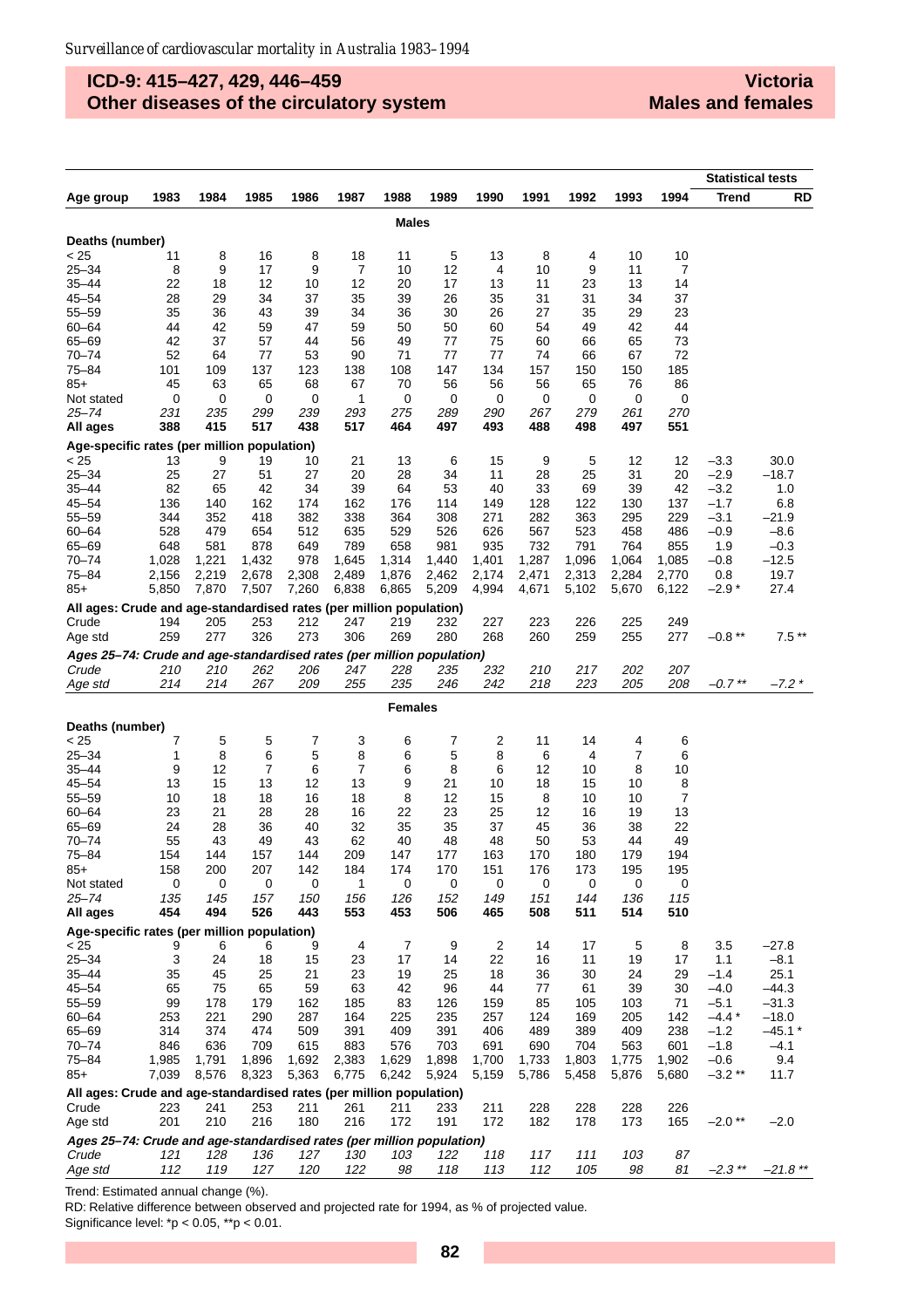## ICD-9: 415–427, 429, 446–459
## Other diseases of the circulatory system

## Victoria
## Males and females

| Age group | 1983 | 1984 | 1985 | 1986 | 1987 | 1988 | 1989 | 1990 | 1991 | 1992 | 1993 | 1994 | Statistical tests Trend | RD |
|---|---|---|---|---|---|---|---|---|---|---|---|---|---|---|
| | | | | | | **Males** | | | | | | | | |
| **Deaths (number)** | | | | | | | | | | | | | | |
| < 25 | 11 | 8 | 16 | 8 | 18 | 11 | 5 | 13 | 8 | 4 | 10 | 10 | | |
| 25–34 | 8 | 9 | 17 | 9 | 7 | 10 | 12 | 4 | 10 | 9 | 11 | 7 | | |
| 35–44 | 22 | 18 | 12 | 10 | 12 | 20 | 17 | 13 | 11 | 23 | 13 | 14 | | |
| 45–54 | 28 | 29 | 34 | 37 | 35 | 39 | 26 | 35 | 31 | 31 | 34 | 37 | | |
| 55–59 | 35 | 36 | 43 | 39 | 34 | 36 | 30 | 26 | 27 | 35 | 29 | 23 | | |
| 60–64 | 44 | 42 | 59 | 47 | 59 | 50 | 50 | 60 | 54 | 49 | 42 | 44 | | |
| 65–69 | 42 | 37 | 57 | 44 | 56 | 49 | 77 | 75 | 60 | 66 | 65 | 73 | | |
| 70–74 | 52 | 64 | 77 | 53 | 90 | 71 | 77 | 77 | 74 | 66 | 67 | 72 | | |
| 75–84 | 101 | 109 | 137 | 123 | 138 | 108 | 147 | 134 | 157 | 150 | 150 | 185 | | |
| 85+ | 45 | 63 | 65 | 68 | 67 | 70 | 56 | 56 | 56 | 65 | 76 | 86 | | |
| Not stated | 0 | 0 | 0 | 0 | 1 | 0 | 0 | 0 | 0 | 0 | 0 | 0 | | |
| *25–74* | *231* | *235* | *299* | *239* | *293* | *275* | *289* | *290* | *267* | *279* | *261* | *270* | | |
| **All ages** | **388** | **415** | **517** | **438** | **517** | **464** | **497** | **493** | **488** | **498** | **497** | **551** | | |
| **Age-specific rates (per million population)** | | | | | | | | | | | | | | |
| < 25 | 13 | 9 | 19 | 10 | 21 | 13 | 6 | 15 | 9 | 5 | 12 | 12 | –3.3 | 30.0 |
| 25–34 | 25 | 27 | 51 | 27 | 20 | 28 | 34 | 11 | 28 | 25 | 31 | 20 | –2.9 | –18.7 |
| 35–44 | 82 | 65 | 42 | 34 | 39 | 64 | 53 | 40 | 33 | 69 | 39 | 42 | –3.2 | 1.0 |
| 45–54 | 136 | 140 | 162 | 174 | 162 | 176 | 114 | 149 | 128 | 122 | 130 | 137 | –1.7 | 6.8 |
| 55–59 | 344 | 352 | 418 | 382 | 338 | 364 | 308 | 271 | 282 | 363 | 295 | 229 | –3.1 | –21.9 |
| 60–64 | 528 | 479 | 654 | 512 | 635 | 529 | 526 | 626 | 567 | 523 | 458 | 486 | –0.9 | –8.6 |
| 65–69 | 648 | 581 | 878 | 649 | 789 | 658 | 981 | 935 | 732 | 791 | 764 | 855 | 1.9 | –0.3 |
| 70–74 | 1,028 | 1,221 | 1,432 | 978 | 1,645 | 1,314 | 1,440 | 1,401 | 1,287 | 1,096 | 1,064 | 1,085 | –0.8 | –12.5 |
| 75–84 | 2,156 | 2,219 | 2,678 | 2,308 | 2,489 | 1,876 | 2,462 | 2,174 | 2,471 | 2,313 | 2,284 | 2,770 | 0.8 | 19.7 |
| 85+ | 5,850 | 7,870 | 7,507 | 7,260 | 6,838 | 6,865 | 5,209 | 4,994 | 4,671 | 5,102 | 5,670 | 6,122 | –2.9 * | 27.4 |
| **All ages: Crude and age-standardised rates (per million population)** | | | | | | | | | | | | | | |
| Crude | 194 | 205 | 253 | 212 | 247 | 219 | 232 | 227 | 223 | 226 | 225 | 249 | | |
| Age std | 259 | 277 | 326 | 273 | 306 | 269 | 280 | 268 | 260 | 259 | 255 | 277 | –0.8 ** | 7.5 ** |
| ***Ages 25–74: Crude and age-standardised rates (per million population)*** | | | | | | | | | | | | | | |
| *Crude* | *210* | *210* | *262* | *206* | *247* | *228* | *235* | *232* | *210* | *217* | *202* | *207* | | |
| *Age std* | *214* | *214* | *267* | *209* | *255* | *235* | *246* | *242* | *218* | *223* | *205* | *208* | *–0.7 ** | *–7.2 ** |
| | | | | | | **Females** | | | | | | | | |
| **Deaths (number)** | | | | | | | | | | | | | | |
| < 25 | 7 | 5 | 5 | 7 | 3 | 6 | 7 | 2 | 11 | 14 | 4 | 6 | | |
| 25–34 | 1 | 8 | 6 | 5 | 8 | 6 | 5 | 8 | 6 | 4 | 7 | 6 | | |
| 35–44 | 9 | 12 | 7 | 6 | 7 | 6 | 8 | 6 | 12 | 10 | 8 | 10 | | |
| 45–54 | 13 | 15 | 13 | 12 | 13 | 9 | 21 | 10 | 18 | 15 | 10 | 8 | | |
| 55–59 | 10 | 18 | 18 | 16 | 18 | 8 | 12 | 15 | 8 | 10 | 10 | 7 | | |
| 60–64 | 23 | 21 | 28 | 28 | 16 | 22 | 23 | 25 | 12 | 16 | 19 | 13 | | |
| 65–69 | 24 | 28 | 36 | 40 | 32 | 35 | 35 | 37 | 45 | 36 | 38 | 22 | | |
| 70–74 | 55 | 43 | 49 | 43 | 62 | 40 | 48 | 48 | 50 | 53 | 44 | 49 | | |
| 75–84 | 154 | 144 | 157 | 144 | 209 | 147 | 177 | 163 | 170 | 180 | 179 | 194 | | |
| 85+ | 158 | 200 | 207 | 142 | 184 | 174 | 170 | 151 | 176 | 173 | 195 | 195 | | |
| Not stated | 0 | 0 | 0 | 0 | 1 | 0 | 0 | 0 | 0 | 0 | 0 | 0 | | |
| *25–74* | *135* | *145* | *157* | *150* | *156* | *126* | *152* | *149* | *151* | *144* | *136* | *115* | | |
| **All ages** | **454** | **494** | **526** | **443** | **553** | **453** | **506** | **465** | **508** | **511** | **514** | **510** | | |
| **Age-specific rates (per million population)** | | | | | | | | | | | | | | |
| < 25 | 9 | 6 | 6 | 9 | 4 | 7 | 9 | 2 | 14 | 17 | 5 | 8 | 3.5 | –27.8 |
| 25–34 | 3 | 24 | 18 | 15 | 23 | 17 | 14 | 22 | 16 | 11 | 19 | 17 | 1.1 | –8.1 |
| 35–44 | 35 | 45 | 25 | 21 | 23 | 19 | 25 | 18 | 36 | 30 | 24 | 29 | –1.4 | 25.1 |
| 45–54 | 65 | 75 | 65 | 59 | 63 | 42 | 96 | 44 | 77 | 61 | 39 | 30 | –4.0 | –44.3 |
| 55–59 | 99 | 178 | 179 | 162 | 185 | 83 | 126 | 159 | 85 | 105 | 103 | 71 | –5.1 | –31.3 |
| 60–64 | 253 | 221 | 290 | 287 | 164 | 225 | 235 | 257 | 124 | 169 | 205 | 142 | –4.4 * | –18.0 |
| 65–69 | 314 | 374 | 474 | 509 | 391 | 409 | 391 | 406 | 489 | 389 | 409 | 238 | –1.2 | –45.1 * |
| 70–74 | 846 | 636 | 709 | 615 | 883 | 576 | 703 | 691 | 690 | 704 | 563 | 601 | –1.8 | –4.1 |
| 75–84 | 1,985 | 1,791 | 1,896 | 1,692 | 2,383 | 1,629 | 1,898 | 1,700 | 1,733 | 1,803 | 1,775 | 1,902 | –0.6 | 9.4 |
| 85+ | 7,039 | 8,576 | 8,323 | 5,363 | 6,775 | 6,242 | 5,924 | 5,159 | 5,786 | 5,458 | 5,876 | 5,680 | –3.2 ** | 11.7 |
| **All ages: Crude and age-standardised rates (per million population)** | | | | | | | | | | | | | | |
| Crude | 223 | 241 | 253 | 211 | 261 | 211 | 233 | 211 | 228 | 228 | 228 | 226 | | |
| Age std | 201 | 210 | 216 | 180 | 216 | 172 | 191 | 172 | 182 | 178 | 173 | 165 | –2.0 ** | –2.0 |
| ***Ages 25–74: Crude and age-standardised rates (per million population)*** | | | | | | | | | | | | | | |
| *Crude* | *121* | *128* | *136* | *127* | *130* | *103* | *122* | *118* | *117* | *111* | *103* | *87* | | |
| *Age std* | *112* | *119* | *127* | *120* | *122* | *98* | *118* | *113* | *112* | *105* | *98* | *81* | *–2.3 ** | *–21.8 ** |

Trend: Estimated annual change (%).

RD: Relative difference between observed and projected rate for 1994, as % of projected value.

Significance level: *p < 0.05, **p < 0.01.